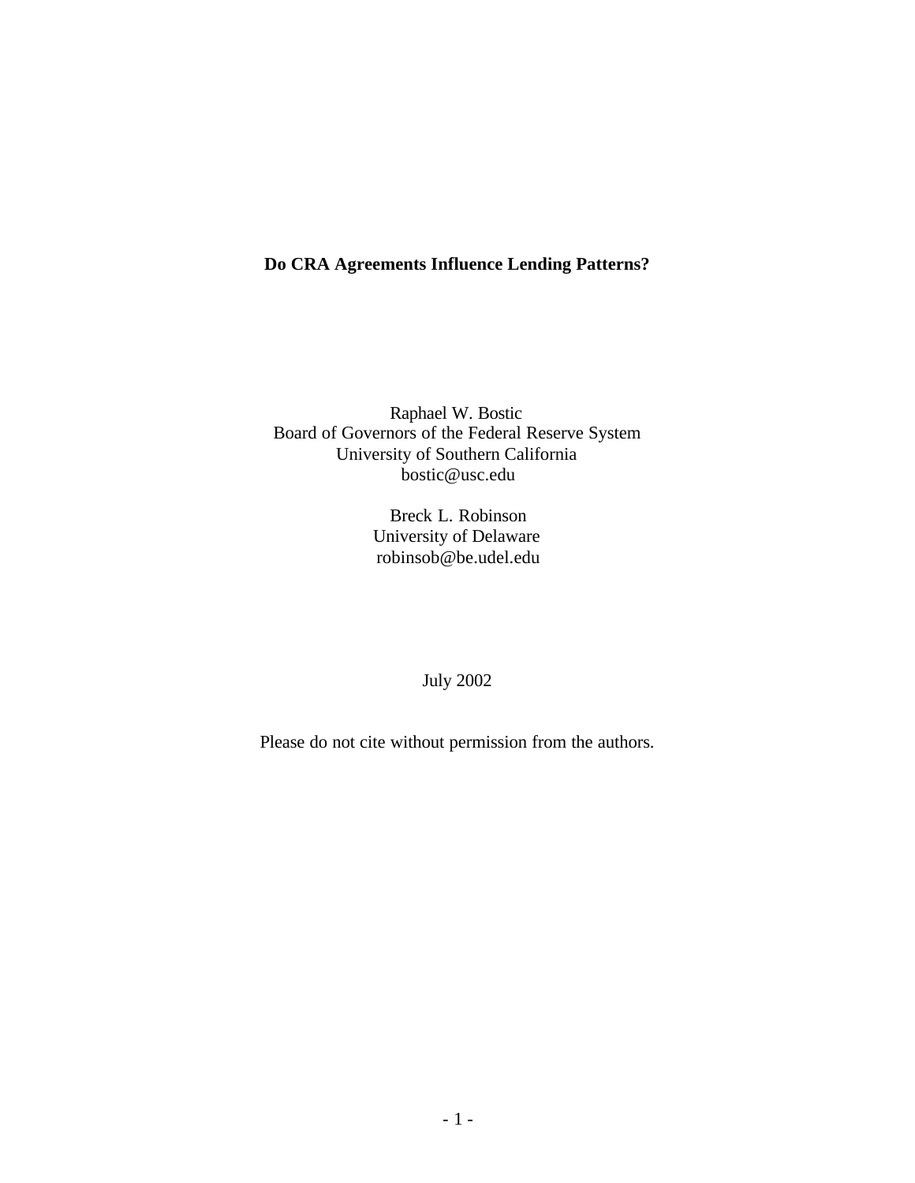# Do CRA Agreements Influence Lending Patterns?

Raphael W. Bostic
Board of Governors of the Federal Reserve System
University of Southern California
bostic@usc.edu

Breck L. Robinson
University of Delaware
robinsob@be.udel.edu

July 2002

Please do not cite without permission from the authors.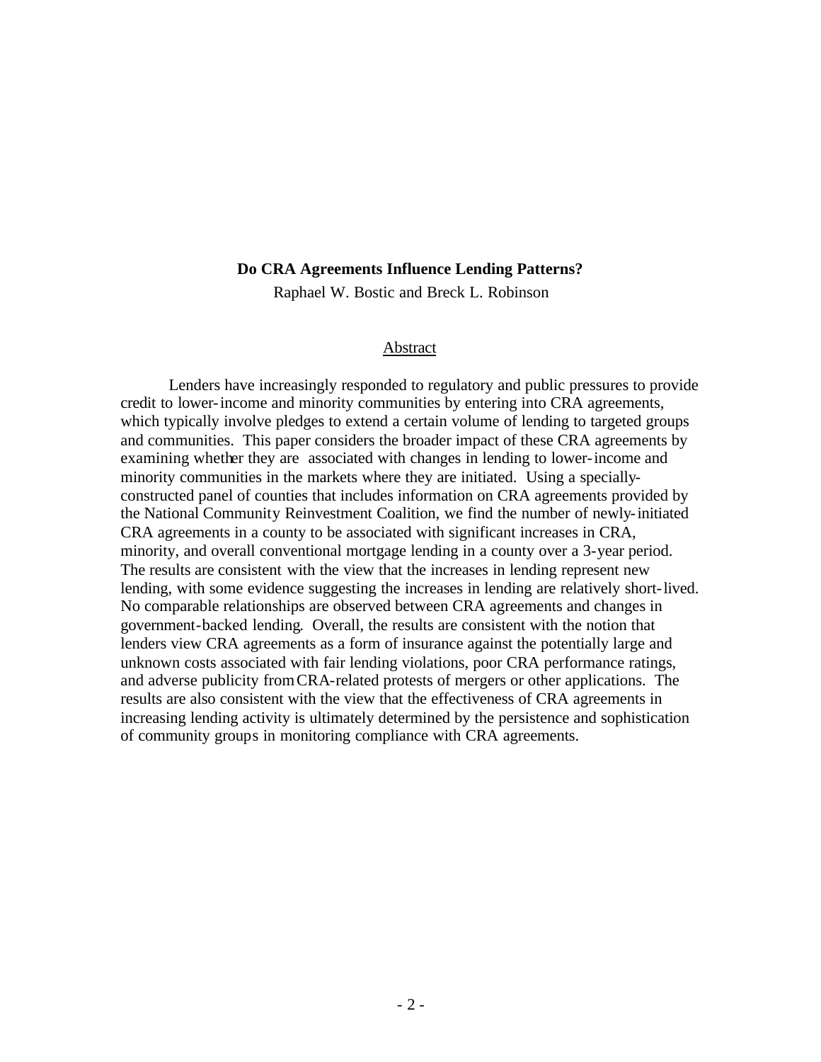**Do CRA Agreements Influence Lending Patterns?**

Raphael W. Bostic and Breck L. Robinson

Abstract

Lenders have increasingly responded to regulatory and public pressures to provide credit to lower-income and minority communities by entering into CRA agreements, which typically involve pledges to extend a certain volume of lending to targeted groups and communities. This paper considers the broader impact of these CRA agreements by examining whether they are associated with changes in lending to lower-income and minority communities in the markets where they are initiated. Using a specially-constructed panel of counties that includes information on CRA agreements provided by the National Community Reinvestment Coalition, we find the number of newly-initiated CRA agreements in a county to be associated with significant increases in CRA, minority, and overall conventional mortgage lending in a county over a 3-year period. The results are consistent with the view that the increases in lending represent new lending, with some evidence suggesting the increases in lending are relatively short-lived. No comparable relationships are observed between CRA agreements and changes in government-backed lending. Overall, the results are consistent with the notion that lenders view CRA agreements as a form of insurance against the potentially large and unknown costs associated with fair lending violations, poor CRA performance ratings, and adverse publicity from CRA-related protests of mergers or other applications. The results are also consistent with the view that the effectiveness of CRA agreements in increasing lending activity is ultimately determined by the persistence and sophistication of community groups in monitoring compliance with CRA agreements.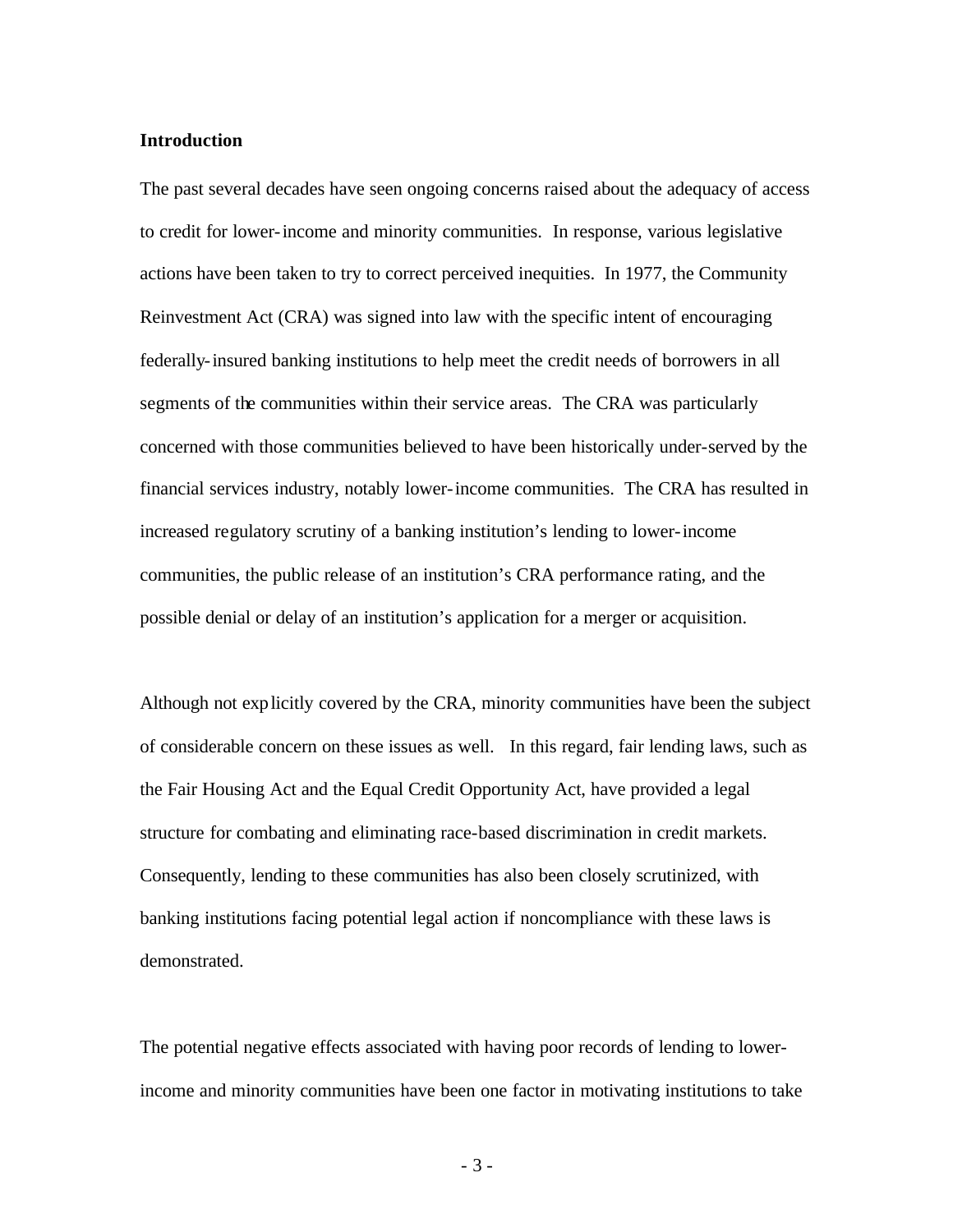## Introduction

The past several decades have seen ongoing concerns raised about the adequacy of access to credit for lower-income and minority communities. In response, various legislative actions have been taken to try to correct perceived inequities. In 1977, the Community Reinvestment Act (CRA) was signed into law with the specific intent of encouraging federally-insured banking institutions to help meet the credit needs of borrowers in all segments of the communities within their service areas. The CRA was particularly concerned with those communities believed to have been historically under-served by the financial services industry, notably lower-income communities. The CRA has resulted in increased regulatory scrutiny of a banking institution's lending to lower-income communities, the public release of an institution's CRA performance rating, and the possible denial or delay of an institution's application for a merger or acquisition.

Although not explicitly covered by the CRA, minority communities have been the subject of considerable concern on these issues as well. In this regard, fair lending laws, such as the Fair Housing Act and the Equal Credit Opportunity Act, have provided a legal structure for combating and eliminating race-based discrimination in credit markets. Consequently, lending to these communities has also been closely scrutinized, with banking institutions facing potential legal action if noncompliance with these laws is demonstrated.

The potential negative effects associated with having poor records of lending to lower-income and minority communities have been one factor in motivating institutions to take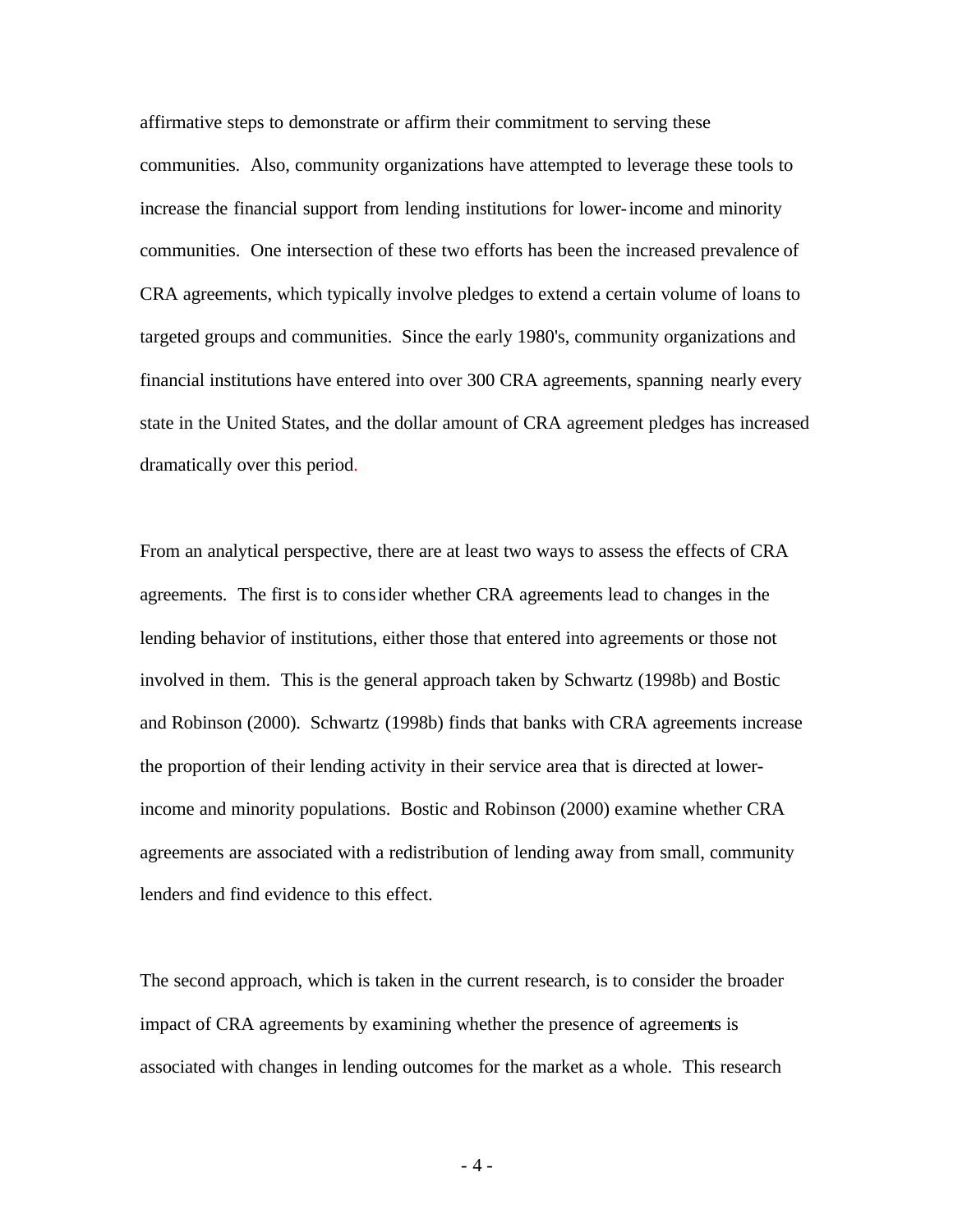affirmative steps to demonstrate or affirm their commitment to serving these communities. Also, community organizations have attempted to leverage these tools to increase the financial support from lending institutions for lower-income and minority communities. One intersection of these two efforts has been the increased prevalence of CRA agreements, which typically involve pledges to extend a certain volume of loans to targeted groups and communities. Since the early 1980's, community organizations and financial institutions have entered into over 300 CRA agreements, spanning nearly every state in the United States, and the dollar amount of CRA agreement pledges has increased dramatically over this period.

From an analytical perspective, there are at least two ways to assess the effects of CRA agreements. The first is to consider whether CRA agreements lead to changes in the lending behavior of institutions, either those that entered into agreements or those not involved in them. This is the general approach taken by Schwartz (1998b) and Bostic and Robinson (2000). Schwartz (1998b) finds that banks with CRA agreements increase the proportion of their lending activity in their service area that is directed at lower-income and minority populations. Bostic and Robinson (2000) examine whether CRA agreements are associated with a redistribution of lending away from small, community lenders and find evidence to this effect.

The second approach, which is taken in the current research, is to consider the broader impact of CRA agreements by examining whether the presence of agreements is associated with changes in lending outcomes for the market as a whole. This research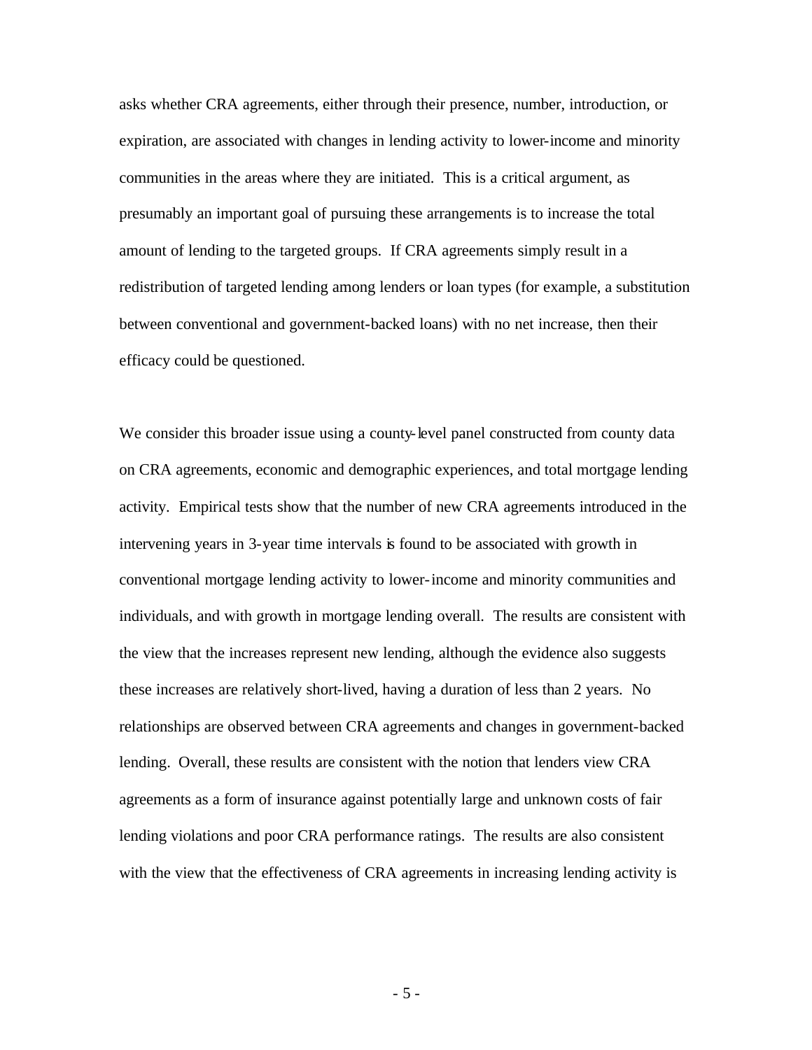asks whether CRA agreements, either through their presence, number, introduction, or expiration, are associated with changes in lending activity to lower-income and minority communities in the areas where they are initiated. This is a critical argument, as presumably an important goal of pursuing these arrangements is to increase the total amount of lending to the targeted groups. If CRA agreements simply result in a redistribution of targeted lending among lenders or loan types (for example, a substitution between conventional and government-backed loans) with no net increase, then their efficacy could be questioned.

We consider this broader issue using a county-level panel constructed from county data on CRA agreements, economic and demographic experiences, and total mortgage lending activity. Empirical tests show that the number of new CRA agreements introduced in the intervening years in 3-year time intervals is found to be associated with growth in conventional mortgage lending activity to lower-income and minority communities and individuals, and with growth in mortgage lending overall. The results are consistent with the view that the increases represent new lending, although the evidence also suggests these increases are relatively short-lived, having a duration of less than 2 years. No relationships are observed between CRA agreements and changes in government-backed lending. Overall, these results are consistent with the notion that lenders view CRA agreements as a form of insurance against potentially large and unknown costs of fair lending violations and poor CRA performance ratings. The results are also consistent with the view that the effectiveness of CRA agreements in increasing lending activity is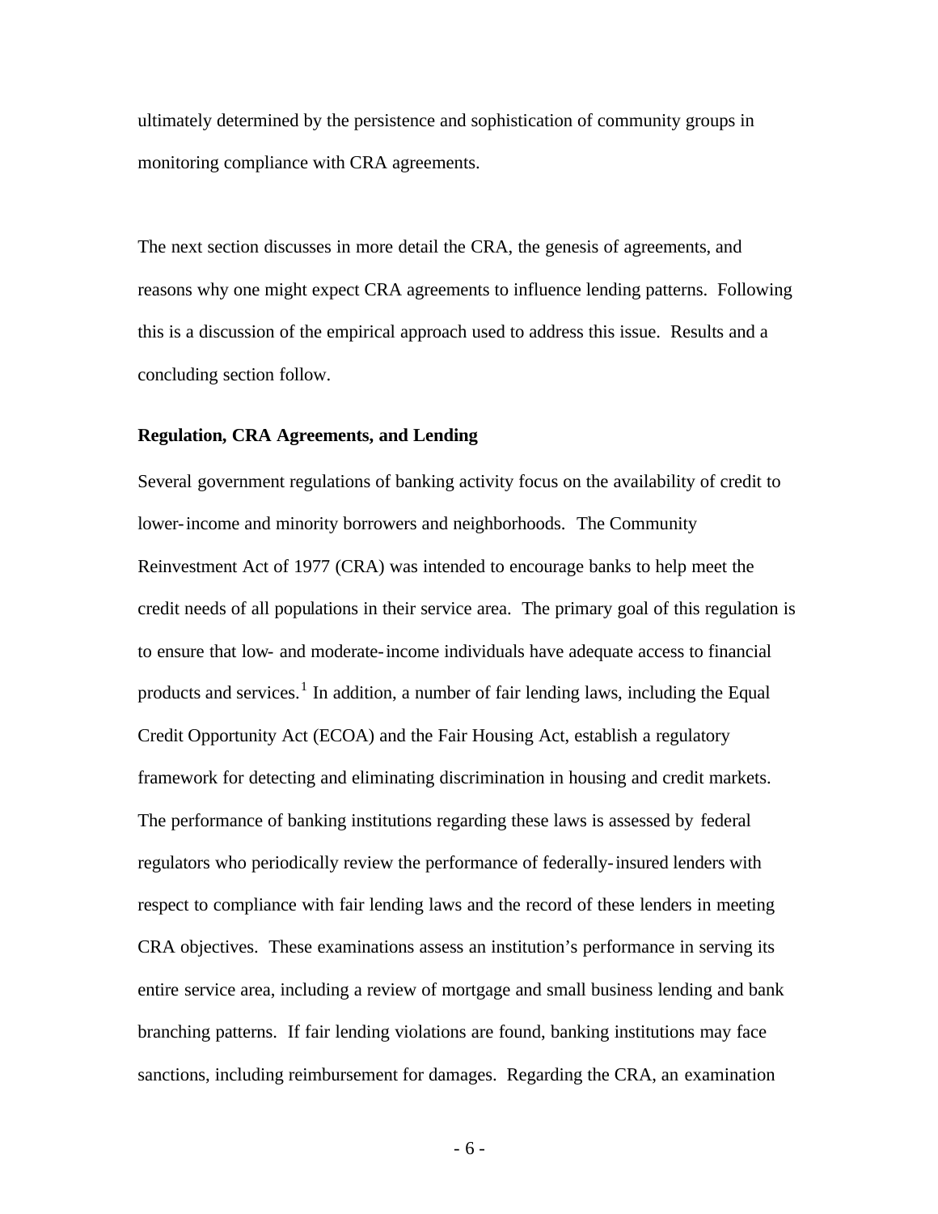ultimately determined by the persistence and sophistication of community groups in monitoring compliance with CRA agreements.

The next section discusses in more detail the CRA, the genesis of agreements, and reasons why one might expect CRA agreements to influence lending patterns. Following this is a discussion of the empirical approach used to address this issue. Results and a concluding section follow.

**Regulation, CRA Agreements, and Lending**

Several government regulations of banking activity focus on the availability of credit to lower-income and minority borrowers and neighborhoods. The Community Reinvestment Act of 1977 (CRA) was intended to encourage banks to help meet the credit needs of all populations in their service area. The primary goal of this regulation is to ensure that low- and moderate-income individuals have adequate access to financial products and services.[1] In addition, a number of fair lending laws, including the Equal Credit Opportunity Act (ECOA) and the Fair Housing Act, establish a regulatory framework for detecting and eliminating discrimination in housing and credit markets. The performance of banking institutions regarding these laws is assessed by federal regulators who periodically review the performance of federally-insured lenders with respect to compliance with fair lending laws and the record of these lenders in meeting CRA objectives. These examinations assess an institution's performance in serving its entire service area, including a review of mortgage and small business lending and bank branching patterns. If fair lending violations are found, banking institutions may face sanctions, including reimbursement for damages. Regarding the CRA, an examination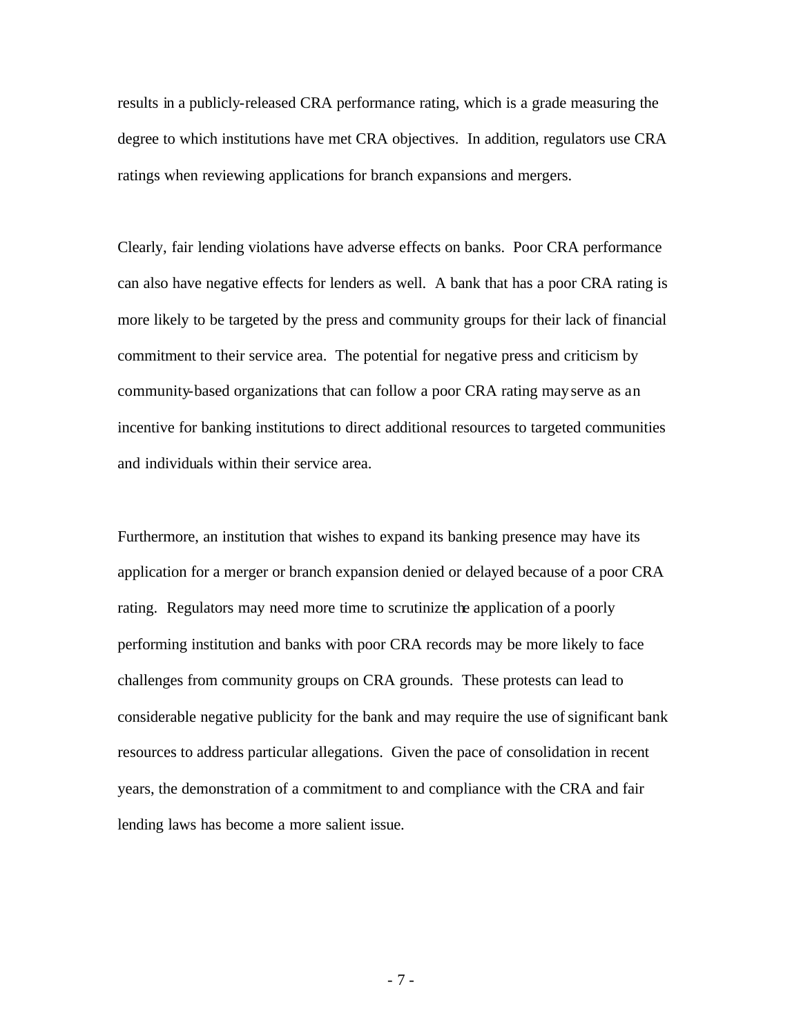results in a publicly-released CRA performance rating, which is a grade measuring the degree to which institutions have met CRA objectives. In addition, regulators use CRA ratings when reviewing applications for branch expansions and mergers.

Clearly, fair lending violations have adverse effects on banks. Poor CRA performance can also have negative effects for lenders as well. A bank that has a poor CRA rating is more likely to be targeted by the press and community groups for their lack of financial commitment to their service area. The potential for negative press and criticism by community-based organizations that can follow a poor CRA rating may serve as an incentive for banking institutions to direct additional resources to targeted communities and individuals within their service area.

Furthermore, an institution that wishes to expand its banking presence may have its application for a merger or branch expansion denied or delayed because of a poor CRA rating. Regulators may need more time to scrutinize the application of a poorly performing institution and banks with poor CRA records may be more likely to face challenges from community groups on CRA grounds. These protests can lead to considerable negative publicity for the bank and may require the use of significant bank resources to address particular allegations. Given the pace of consolidation in recent years, the demonstration of a commitment to and compliance with the CRA and fair lending laws has become a more salient issue.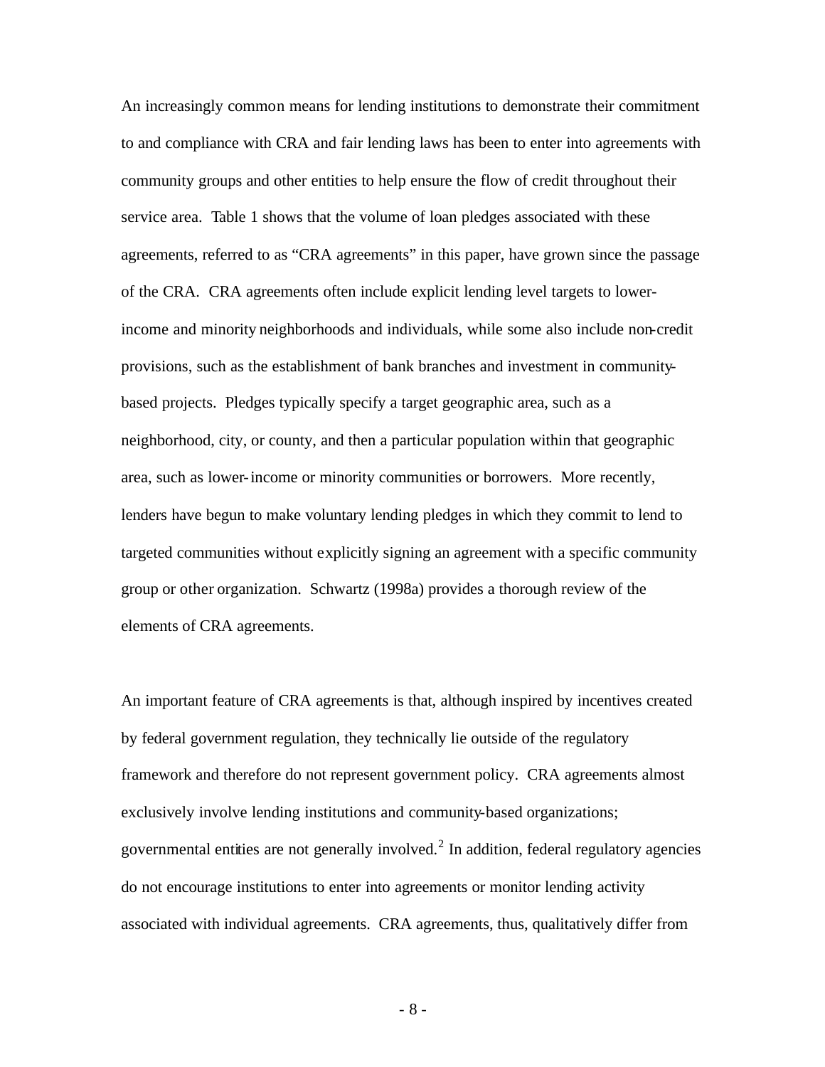An increasingly common means for lending institutions to demonstrate their commitment to and compliance with CRA and fair lending laws has been to enter into agreements with community groups and other entities to help ensure the flow of credit throughout their service area. Table 1 shows that the volume of loan pledges associated with these agreements, referred to as "CRA agreements" in this paper, have grown since the passage of the CRA. CRA agreements often include explicit lending level targets to lower-income and minority neighborhoods and individuals, while some also include non-credit provisions, such as the establishment of bank branches and investment in community-based projects. Pledges typically specify a target geographic area, such as a neighborhood, city, or county, and then a particular population within that geographic area, such as lower-income or minority communities or borrowers. More recently, lenders have begun to make voluntary lending pledges in which they commit to lend to targeted communities without explicitly signing an agreement with a specific community group or other organization. Schwartz (1998a) provides a thorough review of the elements of CRA agreements.

An important feature of CRA agreements is that, although inspired by incentives created by federal government regulation, they technically lie outside of the regulatory framework and therefore do not represent government policy. CRA agreements almost exclusively involve lending institutions and community-based organizations; governmental entities are not generally involved.[2] In addition, federal regulatory agencies do not encourage institutions to enter into agreements or monitor lending activity associated with individual agreements. CRA agreements, thus, qualitatively differ from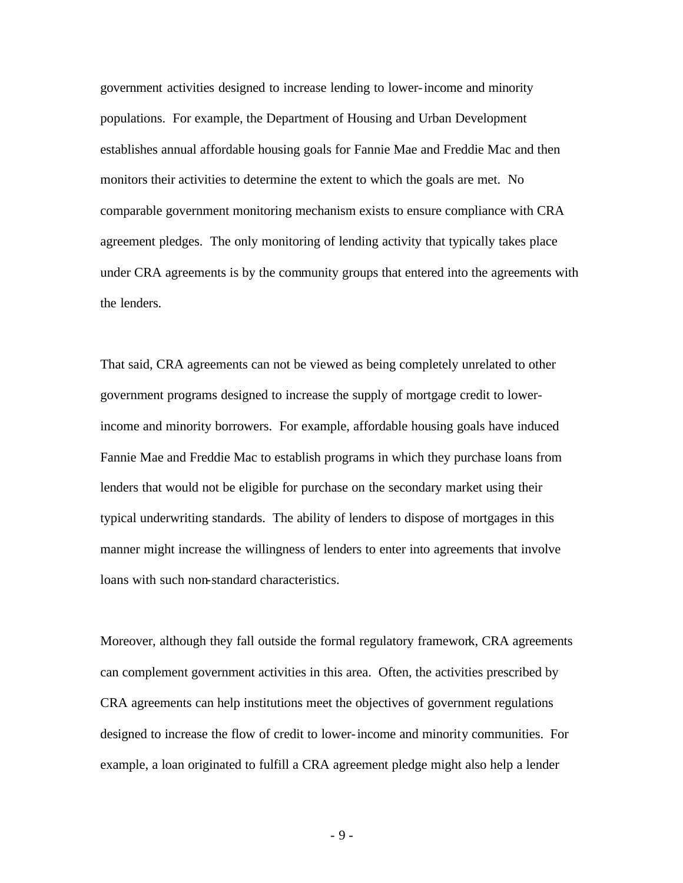government activities designed to increase lending to lower-income and minority populations. For example, the Department of Housing and Urban Development establishes annual affordable housing goals for Fannie Mae and Freddie Mac and then monitors their activities to determine the extent to which the goals are met. No comparable government monitoring mechanism exists to ensure compliance with CRA agreement pledges. The only monitoring of lending activity that typically takes place under CRA agreements is by the community groups that entered into the agreements with the lenders.

That said, CRA agreements can not be viewed as being completely unrelated to other government programs designed to increase the supply of mortgage credit to lower-income and minority borrowers. For example, affordable housing goals have induced Fannie Mae and Freddie Mac to establish programs in which they purchase loans from lenders that would not be eligible for purchase on the secondary market using their typical underwriting standards. The ability of lenders to dispose of mortgages in this manner might increase the willingness of lenders to enter into agreements that involve loans with such non-standard characteristics.

Moreover, although they fall outside the formal regulatory framework, CRA agreements can complement government activities in this area. Often, the activities prescribed by CRA agreements can help institutions meet the objectives of government regulations designed to increase the flow of credit to lower-income and minority communities. For example, a loan originated to fulfill a CRA agreement pledge might also help a lender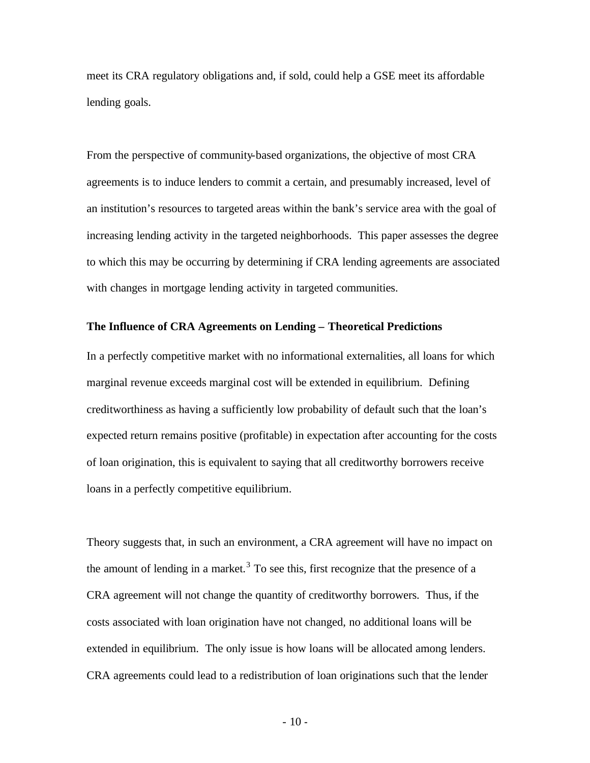meet its CRA regulatory obligations and, if sold, could help a GSE meet its affordable lending goals.

From the perspective of community-based organizations, the objective of most CRA agreements is to induce lenders to commit a certain, and presumably increased, level of an institution's resources to targeted areas within the bank's service area with the goal of increasing lending activity in the targeted neighborhoods. This paper assesses the degree to which this may be occurring by determining if CRA lending agreements are associated with changes in mortgage lending activity in targeted communities.

**The Influence of CRA Agreements on Lending – Theoretical Predictions**

In a perfectly competitive market with no informational externalities, all loans for which marginal revenue exceeds marginal cost will be extended in equilibrium. Defining creditworthiness as having a sufficiently low probability of default such that the loan's expected return remains positive (profitable) in expectation after accounting for the costs of loan origination, this is equivalent to saying that all creditworthy borrowers receive loans in a perfectly competitive equilibrium.

Theory suggests that, in such an environment, a CRA agreement will have no impact on the amount of lending in a market.[3] To see this, first recognize that the presence of a CRA agreement will not change the quantity of creditworthy borrowers. Thus, if the costs associated with loan origination have not changed, no additional loans will be extended in equilibrium. The only issue is how loans will be allocated among lenders. CRA agreements could lead to a redistribution of loan originations such that the lender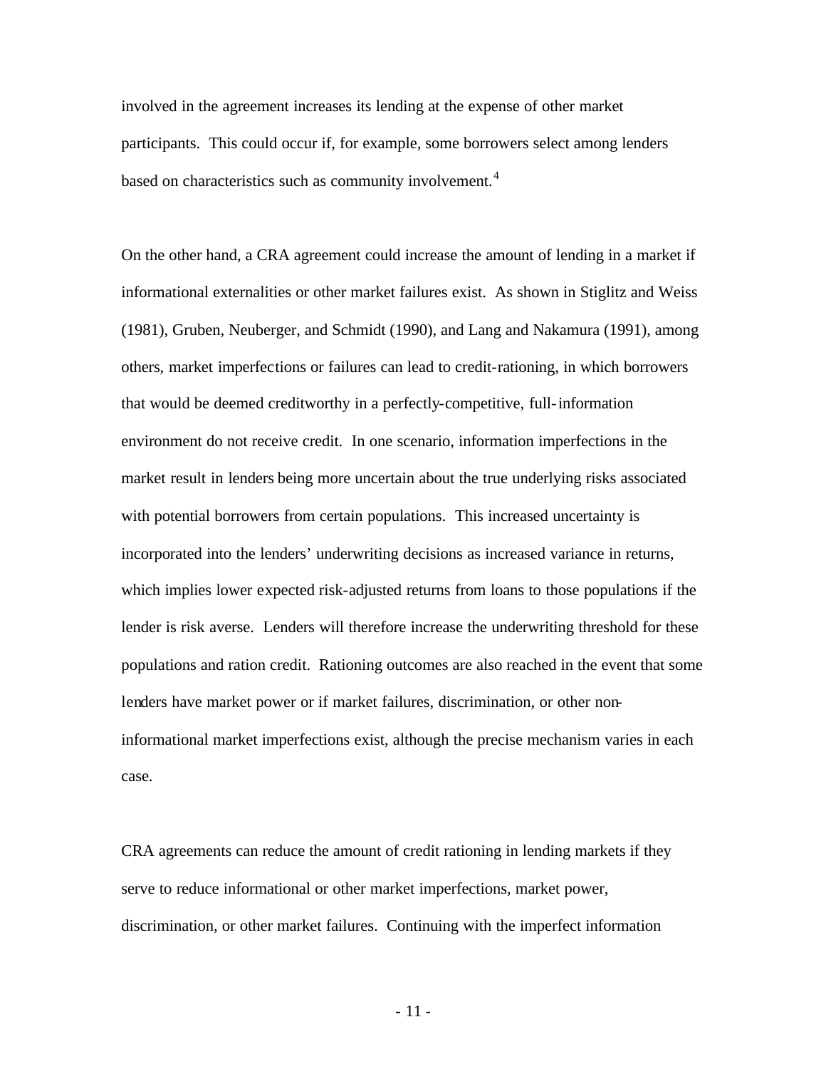involved in the agreement increases its lending at the expense of other market participants. This could occur if, for example, some borrowers select among lenders based on characteristics such as community involvement.[4]

On the other hand, a CRA agreement could increase the amount of lending in a market if informational externalities or other market failures exist. As shown in Stiglitz and Weiss (1981), Gruben, Neuberger, and Schmidt (1990), and Lang and Nakamura (1991), among others, market imperfections or failures can lead to credit-rationing, in which borrowers that would be deemed creditworthy in a perfectly-competitive, full-information environment do not receive credit. In one scenario, information imperfections in the market result in lenders being more uncertain about the true underlying risks associated with potential borrowers from certain populations. This increased uncertainty is incorporated into the lenders' underwriting decisions as increased variance in returns, which implies lower expected risk-adjusted returns from loans to those populations if the lender is risk averse. Lenders will therefore increase the underwriting threshold for these populations and ration credit. Rationing outcomes are also reached in the event that some lenders have market power or if market failures, discrimination, or other non-informational market imperfections exist, although the precise mechanism varies in each case.

CRA agreements can reduce the amount of credit rationing in lending markets if they serve to reduce informational or other market imperfections, market power, discrimination, or other market failures. Continuing with the imperfect information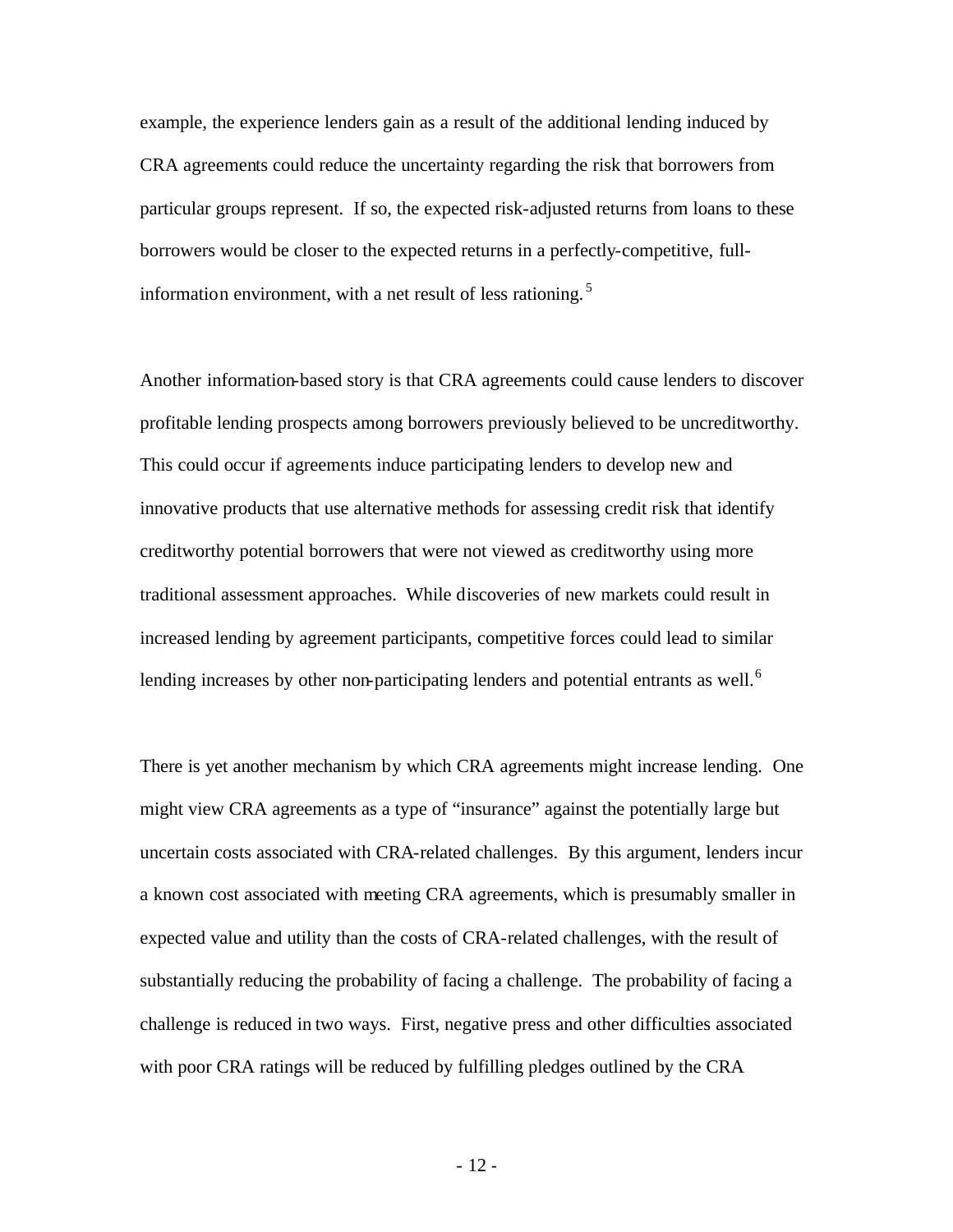example, the experience lenders gain as a result of the additional lending induced by CRA agreements could reduce the uncertainty regarding the risk that borrowers from particular groups represent. If so, the expected risk-adjusted returns from loans to these borrowers would be closer to the expected returns in a perfectly-competitive, full-information environment, with a net result of less rationing.[5]

Another information-based story is that CRA agreements could cause lenders to discover profitable lending prospects among borrowers previously believed to be uncreditworthy. This could occur if agreements induce participating lenders to develop new and innovative products that use alternative methods for assessing credit risk that identify creditworthy potential borrowers that were not viewed as creditworthy using more traditional assessment approaches. While discoveries of new markets could result in increased lending by agreement participants, competitive forces could lead to similar lending increases by other non-participating lenders and potential entrants as well.[6]

There is yet another mechanism by which CRA agreements might increase lending. One might view CRA agreements as a type of "insurance" against the potentially large but uncertain costs associated with CRA-related challenges. By this argument, lenders incur a known cost associated with meeting CRA agreements, which is presumably smaller in expected value and utility than the costs of CRA-related challenges, with the result of substantially reducing the probability of facing a challenge. The probability of facing a challenge is reduced in two ways. First, negative press and other difficulties associated with poor CRA ratings will be reduced by fulfilling pledges outlined by the CRA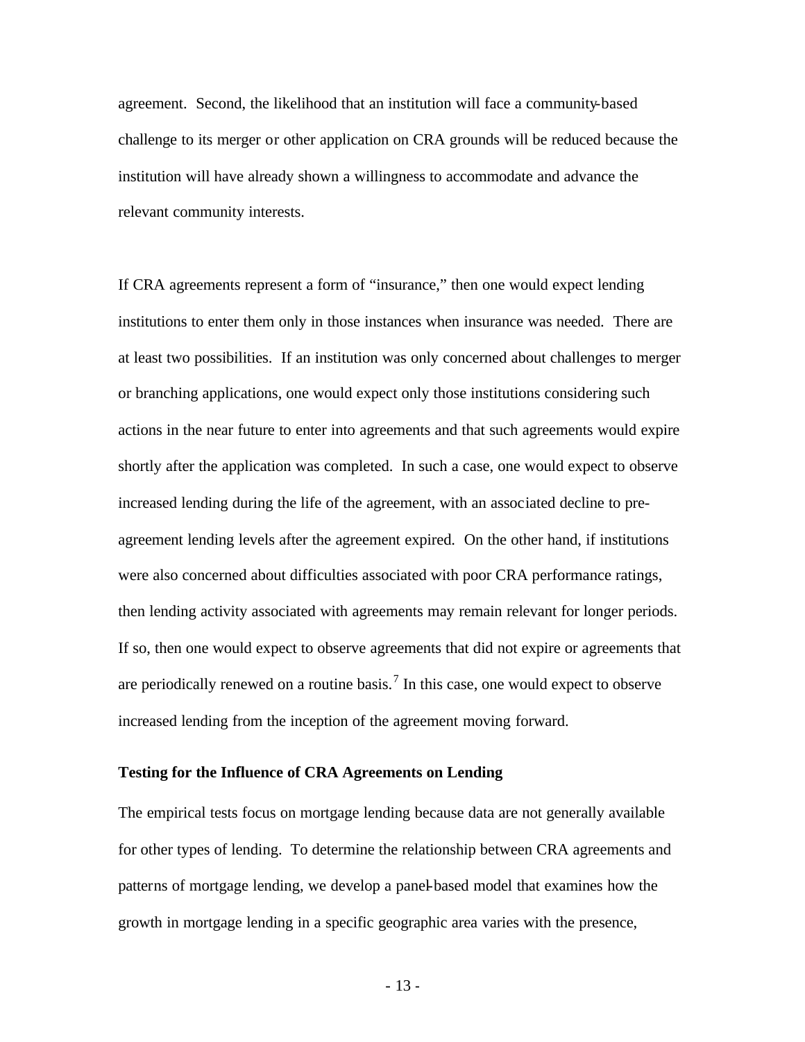agreement. Second, the likelihood that an institution will face a community-based challenge to its merger or other application on CRA grounds will be reduced because the institution will have already shown a willingness to accommodate and advance the relevant community interests.

If CRA agreements represent a form of "insurance," then one would expect lending institutions to enter them only in those instances when insurance was needed. There are at least two possibilities. If an institution was only concerned about challenges to merger or branching applications, one would expect only those institutions considering such actions in the near future to enter into agreements and that such agreements would expire shortly after the application was completed. In such a case, one would expect to observe increased lending during the life of the agreement, with an associated decline to pre-agreement lending levels after the agreement expired. On the other hand, if institutions were also concerned about difficulties associated with poor CRA performance ratings, then lending activity associated with agreements may remain relevant for longer periods. If so, then one would expect to observe agreements that did not expire or agreements that are periodically renewed on a routine basis.[7] In this case, one would expect to observe increased lending from the inception of the agreement moving forward.

**Testing for the Influence of CRA Agreements on Lending**

The empirical tests focus on mortgage lending because data are not generally available for other types of lending. To determine the relationship between CRA agreements and patterns of mortgage lending, we develop a panel-based model that examines how the growth in mortgage lending in a specific geographic area varies with the presence,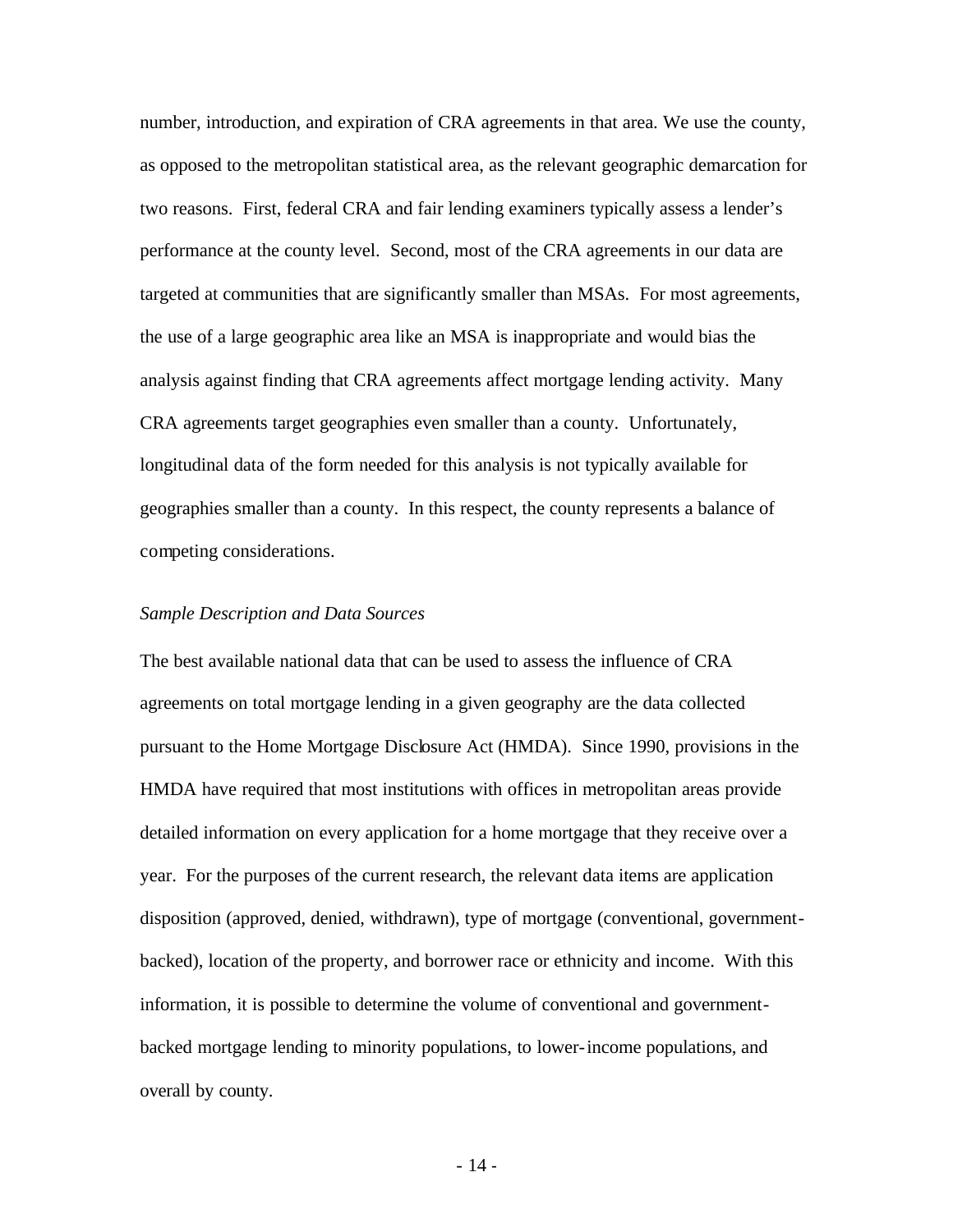number, introduction, and expiration of CRA agreements in that area. We use the county, as opposed to the metropolitan statistical area, as the relevant geographic demarcation for two reasons. First, federal CRA and fair lending examiners typically assess a lender's performance at the county level. Second, most of the CRA agreements in our data are targeted at communities that are significantly smaller than MSAs. For most agreements, the use of a large geographic area like an MSA is inappropriate and would bias the analysis against finding that CRA agreements affect mortgage lending activity. Many CRA agreements target geographies even smaller than a county. Unfortunately, longitudinal data of the form needed for this analysis is not typically available for geographies smaller than a county. In this respect, the county represents a balance of competing considerations.

*Sample Description and Data Sources*

The best available national data that can be used to assess the influence of CRA agreements on total mortgage lending in a given geography are the data collected pursuant to the Home Mortgage Disclosure Act (HMDA). Since 1990, provisions in the HMDA have required that most institutions with offices in metropolitan areas provide detailed information on every application for a home mortgage that they receive over a year. For the purposes of the current research, the relevant data items are application disposition (approved, denied, withdrawn), type of mortgage (conventional, government-backed), location of the property, and borrower race or ethnicity and income. With this information, it is possible to determine the volume of conventional and government-backed mortgage lending to minority populations, to lower-income populations, and overall by county.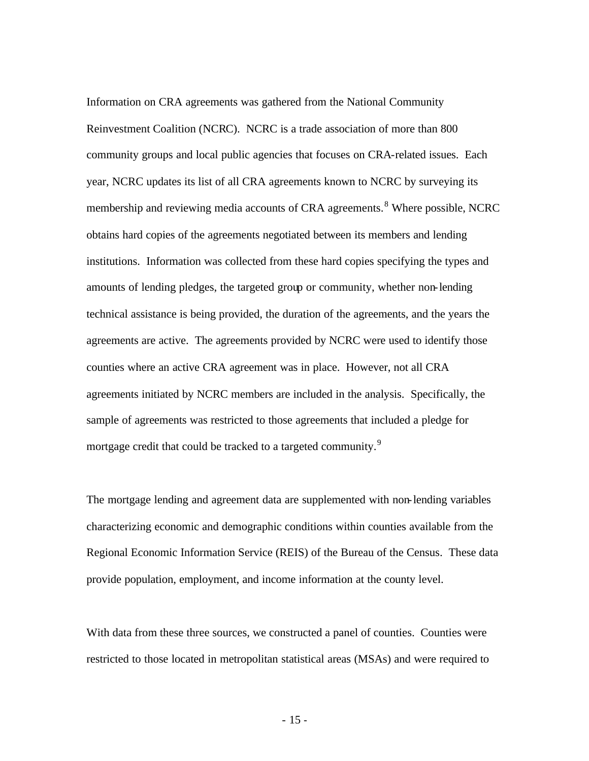Information on CRA agreements was gathered from the National Community Reinvestment Coalition (NCRC). NCRC is a trade association of more than 800 community groups and local public agencies that focuses on CRA-related issues. Each year, NCRC updates its list of all CRA agreements known to NCRC by surveying its membership and reviewing media accounts of CRA agreements.[8] Where possible, NCRC obtains hard copies of the agreements negotiated between its members and lending institutions. Information was collected from these hard copies specifying the types and amounts of lending pledges, the targeted group or community, whether non-lending technical assistance is being provided, the duration of the agreements, and the years the agreements are active. The agreements provided by NCRC were used to identify those counties where an active CRA agreement was in place. However, not all CRA agreements initiated by NCRC members are included in the analysis. Specifically, the sample of agreements was restricted to those agreements that included a pledge for mortgage credit that could be tracked to a targeted community.[9]

The mortgage lending and agreement data are supplemented with non-lending variables characterizing economic and demographic conditions within counties available from the Regional Economic Information Service (REIS) of the Bureau of the Census. These data provide population, employment, and income information at the county level.

With data from these three sources, we constructed a panel of counties. Counties were restricted to those located in metropolitan statistical areas (MSAs) and were required to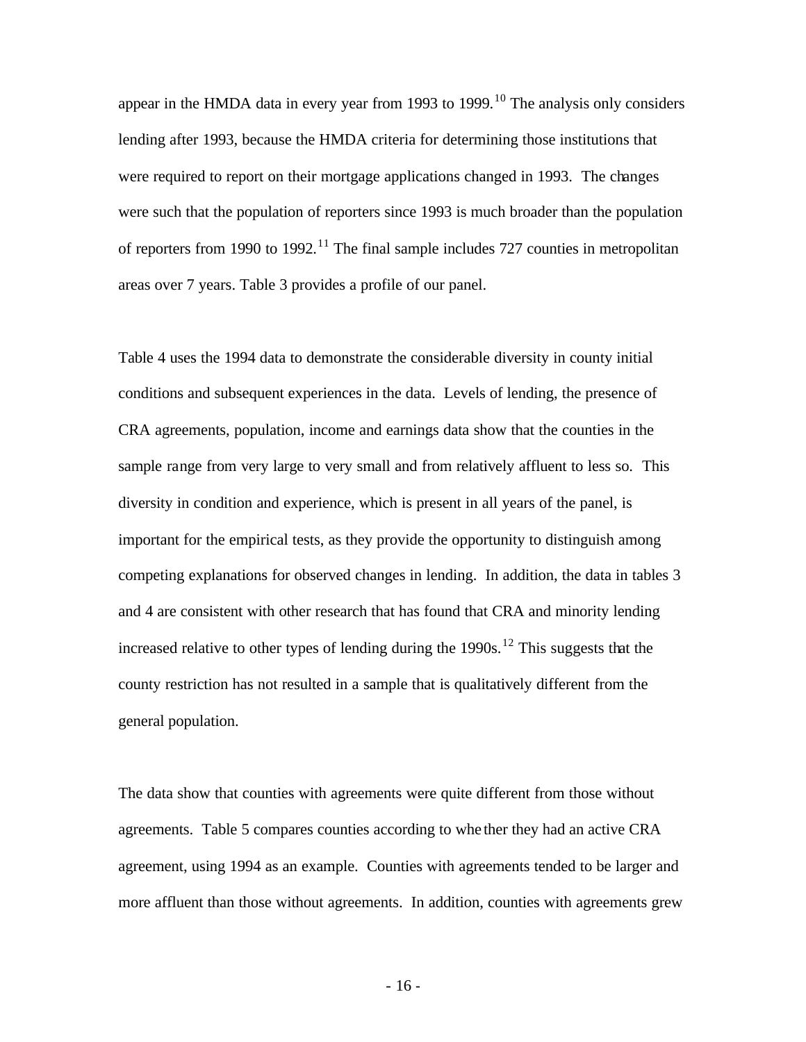appear in the HMDA data in every year from 1993 to 1999.[10] The analysis only considers lending after 1993, because the HMDA criteria for determining those institutions that were required to report on their mortgage applications changed in 1993. The changes were such that the population of reporters since 1993 is much broader than the population of reporters from 1990 to 1992.[11] The final sample includes 727 counties in metropolitan areas over 7 years. Table 3 provides a profile of our panel.

Table 4 uses the 1994 data to demonstrate the considerable diversity in county initial conditions and subsequent experiences in the data. Levels of lending, the presence of CRA agreements, population, income and earnings data show that the counties in the sample range from very large to very small and from relatively affluent to less so. This diversity in condition and experience, which is present in all years of the panel, is important for the empirical tests, as they provide the opportunity to distinguish among competing explanations for observed changes in lending. In addition, the data in tables 3 and 4 are consistent with other research that has found that CRA and minority lending increased relative to other types of lending during the 1990s.[12] This suggests that the county restriction has not resulted in a sample that is qualitatively different from the general population.

The data show that counties with agreements were quite different from those without agreements. Table 5 compares counties according to whether they had an active CRA agreement, using 1994 as an example. Counties with agreements tended to be larger and more affluent than those without agreements. In addition, counties with agreements grew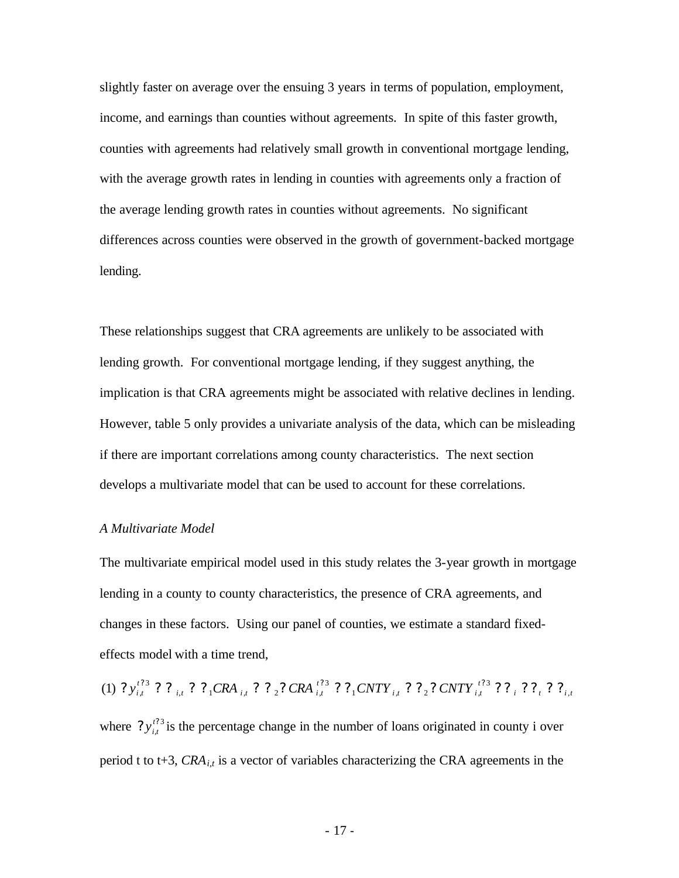slightly faster on average over the ensuing 3 years in terms of population, employment, income, and earnings than counties without agreements. In spite of this faster growth, counties with agreements had relatively small growth in conventional mortgage lending, with the average growth rates in lending in counties with agreements only a fraction of the average lending growth rates in counties without agreements. No significant differences across counties were observed in the growth of government-backed mortgage lending.

These relationships suggest that CRA agreements are unlikely to be associated with lending growth. For conventional mortgage lending, if they suggest anything, the implication is that CRA agreements might be associated with relative declines in lending. However, table 5 only provides a univariate analysis of the data, which can be misleading if there are important correlations among county characteristics. The next section develops a multivariate model that can be used to account for these correlations.

*A Multivariate Model*

The multivariate empirical model used in this study relates the 3-year growth in mortgage lending in a county to county characteristics, the presence of CRA agreements, and changes in these factors. Using our panel of counties, we estimate a standard fixed-effects model with a time trend,

$$(1)\ \Delta y_{i,t}^{t+3} = \alpha_{i,t} + \beta_1 CRA_{i,t} + \beta_2 \Delta CRA_{i,t}^{t+3} + \gamma_1 CNTY_{i,t} + \gamma_2 \Delta CNTY_{i,t}^{t+3} + \delta_i + \tau_t + \varepsilon_{i,t}$$

where $\Delta y_{i,t}^{t+3}$ is the percentage change in the number of loans originated in county i over period t to t+3, $CRA_{i,t}$ is a vector of variables characterizing the CRA agreements in the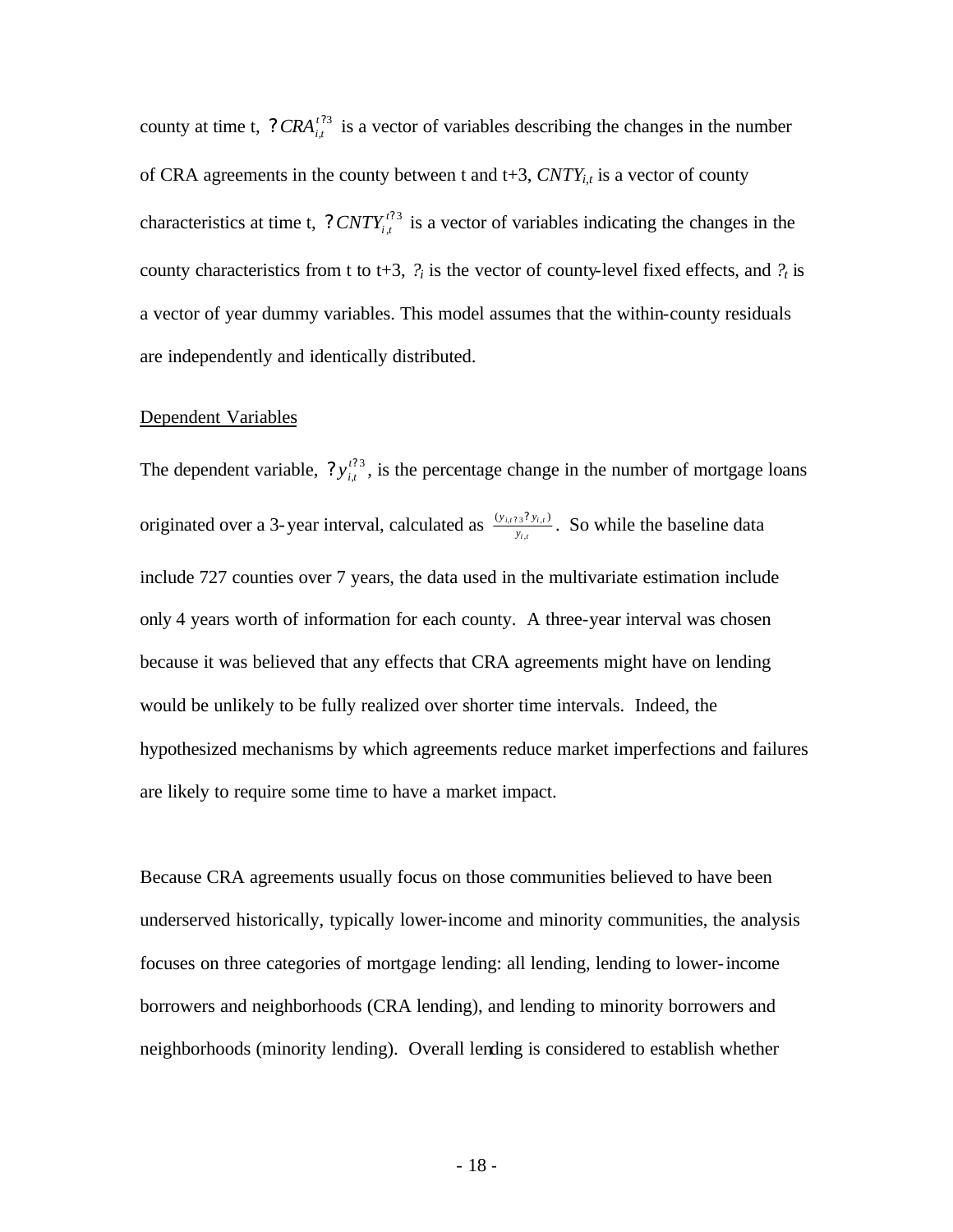county at time t, $\Delta CRA_{i,t}^{t+3}$ is a vector of variables describing the changes in the number of CRA agreements in the county between t and t+3, $CNTY_{i,t}$ is a vector of county characteristics at time t, $\Delta CNTY_{i,t}^{t+3}$ is a vector of variables indicating the changes in the county characteristics from t to t+3, $\alpha_i$ is the vector of county-level fixed effects, and $\gamma_t$ is a vector of year dummy variables. This model assumes that the within-county residuals are independently and identically distributed.

Dependent Variables

The dependent variable, $\Delta y_{i,t}^{t+3}$, is the percentage change in the number of mortgage loans originated over a 3-year interval, calculated as $\frac{(y_{i,t+3} - y_{i,t})}{y_{i,t}}$. So while the baseline data include 727 counties over 7 years, the data used in the multivariate estimation include only 4 years worth of information for each county. A three-year interval was chosen because it was believed that any effects that CRA agreements might have on lending would be unlikely to be fully realized over shorter time intervals. Indeed, the hypothesized mechanisms by which agreements reduce market imperfections and failures are likely to require some time to have a market impact.

Because CRA agreements usually focus on those communities believed to have been underserved historically, typically lower-income and minority communities, the analysis focuses on three categories of mortgage lending: all lending, lending to lower-income borrowers and neighborhoods (CRA lending), and lending to minority borrowers and neighborhoods (minority lending). Overall lending is considered to establish whether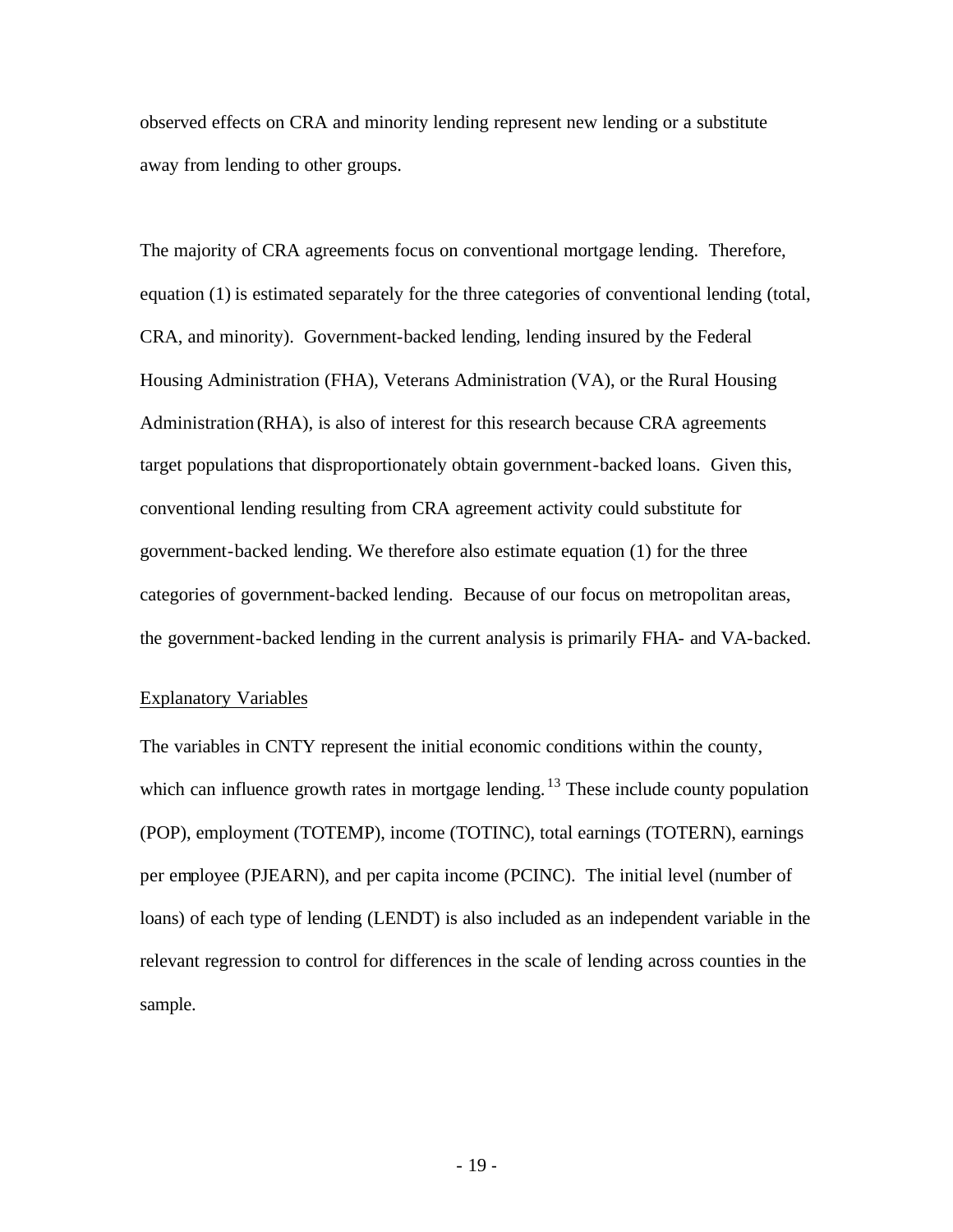observed effects on CRA and minority lending represent new lending or a substitute away from lending to other groups.

The majority of CRA agreements focus on conventional mortgage lending. Therefore, equation (1) is estimated separately for the three categories of conventional lending (total, CRA, and minority). Government-backed lending, lending insured by the Federal Housing Administration (FHA), Veterans Administration (VA), or the Rural Housing Administration (RHA), is also of interest for this research because CRA agreements target populations that disproportionately obtain government-backed loans. Given this, conventional lending resulting from CRA agreement activity could substitute for government-backed lending. We therefore also estimate equation (1) for the three categories of government-backed lending. Because of our focus on metropolitan areas, the government-backed lending in the current analysis is primarily FHA- and VA-backed.

Explanatory Variables

The variables in CNTY represent the initial economic conditions within the county, which can influence growth rates in mortgage lending.[13] These include county population (POP), employment (TOTEMP), income (TOTINC), total earnings (TOTERN), earnings per employee (PJEARN), and per capita income (PCINC). The initial level (number of loans) of each type of lending (LENDT) is also included as an independent variable in the relevant regression to control for differences in the scale of lending across counties in the sample.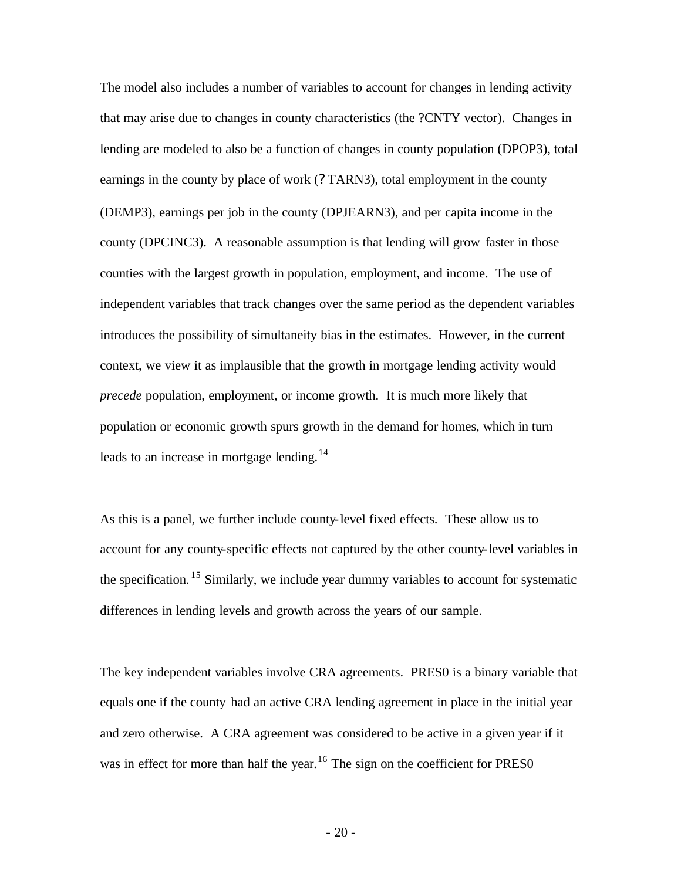The model also includes a number of variables to account for changes in lending activity that may arise due to changes in county characteristics (the ?CNTY vector). Changes in lending are modeled to also be a function of changes in county population (DPOP3), total earnings in the county by place of work (?TARN3), total employment in the county (DEMP3), earnings per job in the county (DPJEARN3), and per capita income in the county (DPCINC3). A reasonable assumption is that lending will grow faster in those counties with the largest growth in population, employment, and income. The use of independent variables that track changes over the same period as the dependent variables introduces the possibility of simultaneity bias in the estimates. However, in the current context, we view it as implausible that the growth in mortgage lending activity would *precede* population, employment, or income growth. It is much more likely that population or economic growth spurs growth in the demand for homes, which in turn leads to an increase in mortgage lending.[14]

As this is a panel, we further include county-level fixed effects. These allow us to account for any county-specific effects not captured by the other county-level variables in the specification.[15] Similarly, we include year dummy variables to account for systematic differences in lending levels and growth across the years of our sample.

The key independent variables involve CRA agreements. PRES0 is a binary variable that equals one if the county had an active CRA lending agreement in place in the initial year and zero otherwise. A CRA agreement was considered to be active in a given year if it was in effect for more than half the year.[16] The sign on the coefficient for PRES0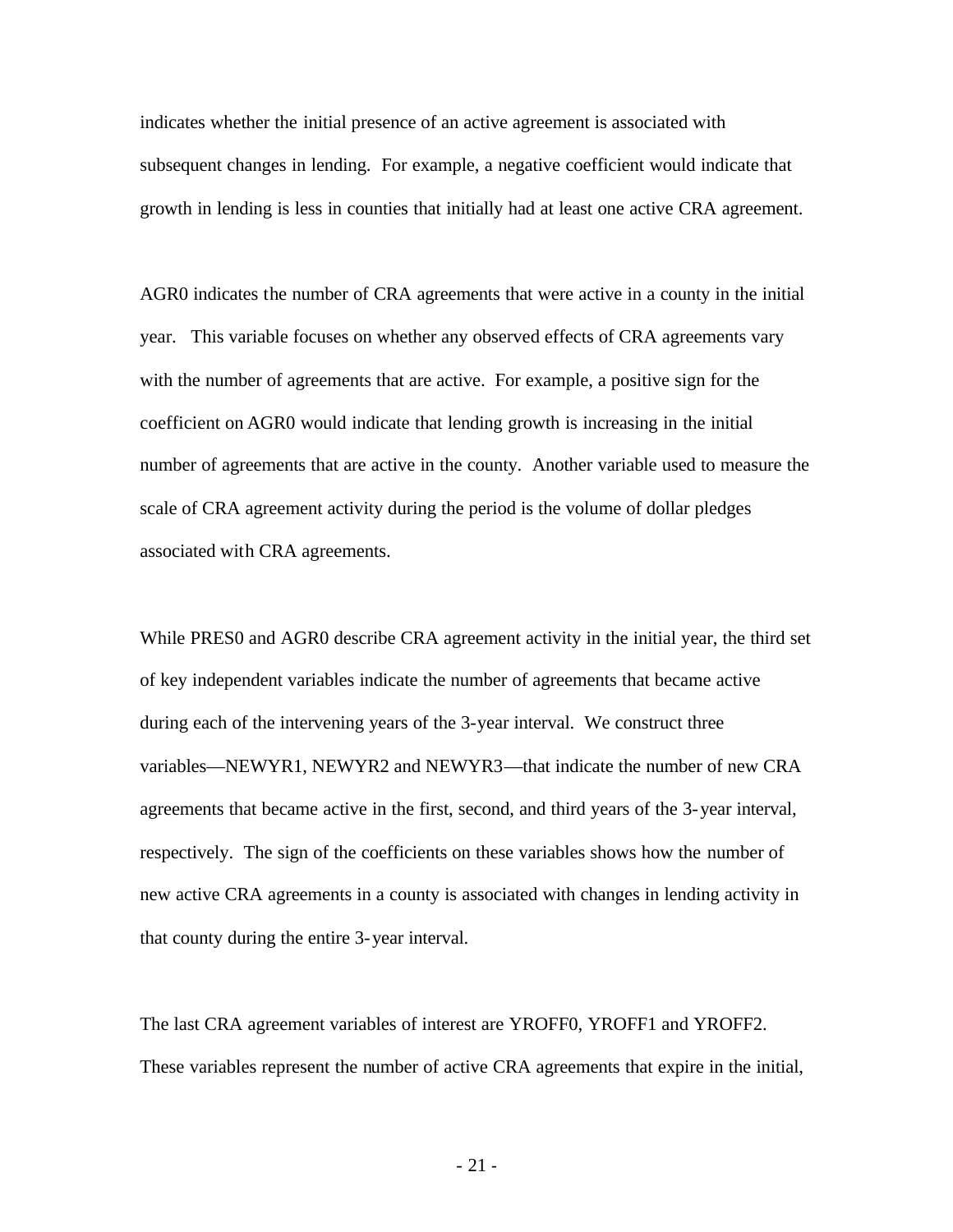indicates whether the initial presence of an active agreement is associated with subsequent changes in lending. For example, a negative coefficient would indicate that growth in lending is less in counties that initially had at least one active CRA agreement.

AGR0 indicates the number of CRA agreements that were active in a county in the initial year. This variable focuses on whether any observed effects of CRA agreements vary with the number of agreements that are active. For example, a positive sign for the coefficient on AGR0 would indicate that lending growth is increasing in the initial number of agreements that are active in the county. Another variable used to measure the scale of CRA agreement activity during the period is the volume of dollar pledges associated with CRA agreements.

While PRES0 and AGR0 describe CRA agreement activity in the initial year, the third set of key independent variables indicate the number of agreements that became active during each of the intervening years of the 3-year interval. We construct three variables—NEWYR1, NEWYR2 and NEWYR3—that indicate the number of new CRA agreements that became active in the first, second, and third years of the 3-year interval, respectively. The sign of the coefficients on these variables shows how the number of new active CRA agreements in a county is associated with changes in lending activity in that county during the entire 3-year interval.

The last CRA agreement variables of interest are YROFF0, YROFF1 and YROFF2. These variables represent the number of active CRA agreements that expire in the initial,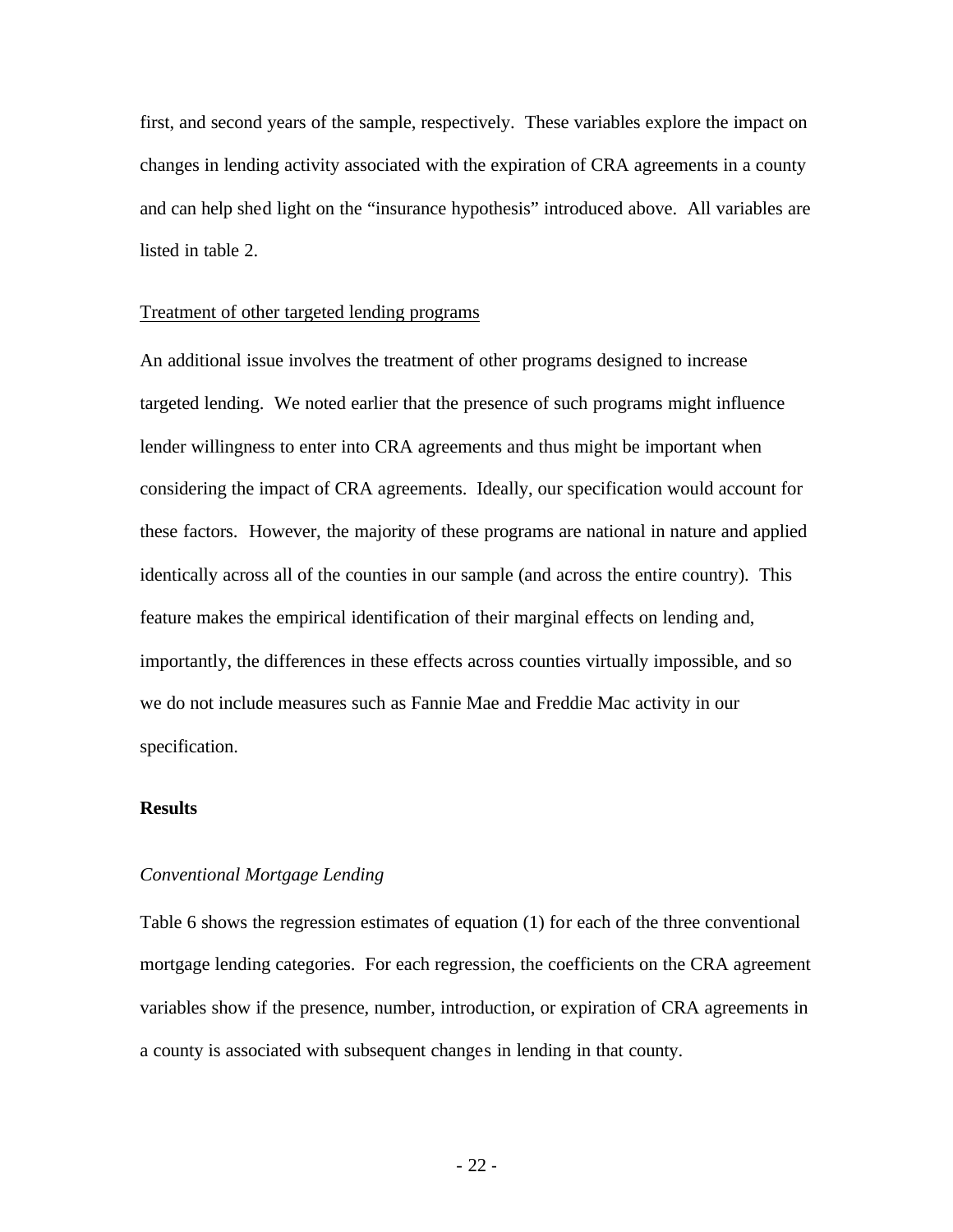first, and second years of the sample, respectively. These variables explore the impact on changes in lending activity associated with the expiration of CRA agreements in a county and can help shed light on the "insurance hypothesis" introduced above. All variables are listed in table 2.

Treatment of other targeted lending programs

An additional issue involves the treatment of other programs designed to increase targeted lending. We noted earlier that the presence of such programs might influence lender willingness to enter into CRA agreements and thus might be important when considering the impact of CRA agreements. Ideally, our specification would account for these factors. However, the majority of these programs are national in nature and applied identically across all of the counties in our sample (and across the entire country). This feature makes the empirical identification of their marginal effects on lending and, importantly, the differences in these effects across counties virtually impossible, and so we do not include measures such as Fannie Mae and Freddie Mac activity in our specification.

## Results

*Conventional Mortgage Lending*

Table 6 shows the regression estimates of equation (1) for each of the three conventional mortgage lending categories. For each regression, the coefficients on the CRA agreement variables show if the presence, number, introduction, or expiration of CRA agreements in a county is associated with subsequent changes in lending in that county.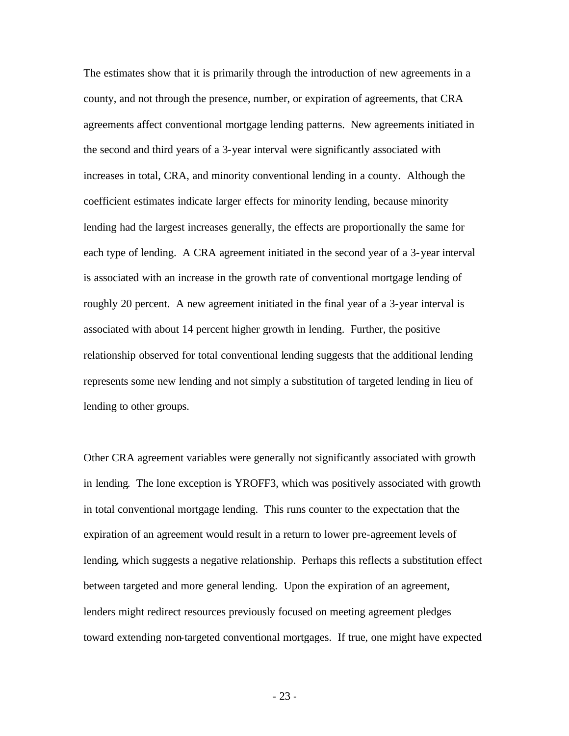The estimates show that it is primarily through the introduction of new agreements in a county, and not through the presence, number, or expiration of agreements, that CRA agreements affect conventional mortgage lending patterns. New agreements initiated in the second and third years of a 3-year interval were significantly associated with increases in total, CRA, and minority conventional lending in a county. Although the coefficient estimates indicate larger effects for minority lending, because minority lending had the largest increases generally, the effects are proportionally the same for each type of lending. A CRA agreement initiated in the second year of a 3-year interval is associated with an increase in the growth rate of conventional mortgage lending of roughly 20 percent. A new agreement initiated in the final year of a 3-year interval is associated with about 14 percent higher growth in lending. Further, the positive relationship observed for total conventional lending suggests that the additional lending represents some new lending and not simply a substitution of targeted lending in lieu of lending to other groups.

Other CRA agreement variables were generally not significantly associated with growth in lending. The lone exception is YROFF3, which was positively associated with growth in total conventional mortgage lending. This runs counter to the expectation that the expiration of an agreement would result in a return to lower pre-agreement levels of lending, which suggests a negative relationship. Perhaps this reflects a substitution effect between targeted and more general lending. Upon the expiration of an agreement, lenders might redirect resources previously focused on meeting agreement pledges toward extending non-targeted conventional mortgages. If true, one might have expected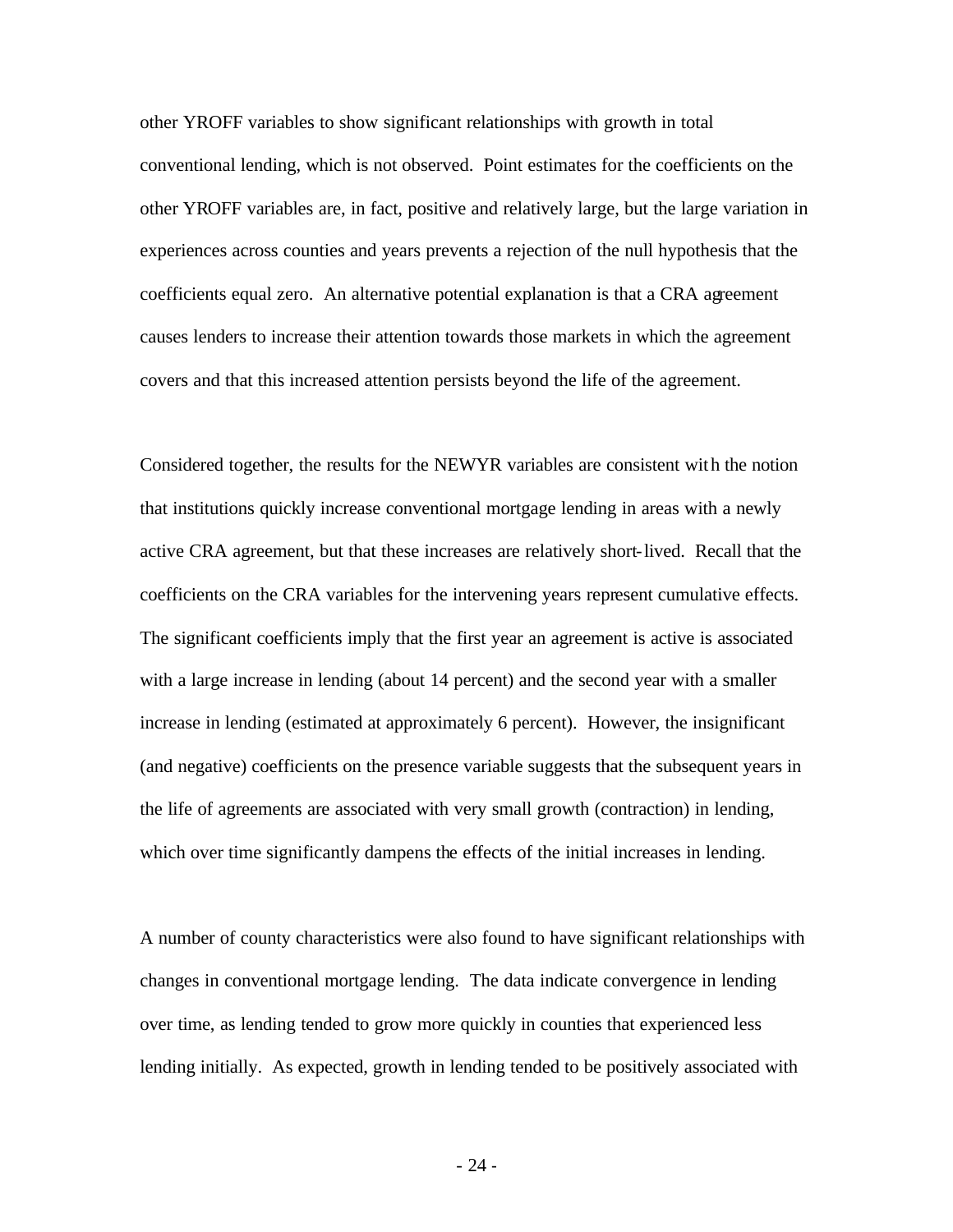other YROFF variables to show significant relationships with growth in total conventional lending, which is not observed. Point estimates for the coefficients on the other YROFF variables are, in fact, positive and relatively large, but the large variation in experiences across counties and years prevents a rejection of the null hypothesis that the coefficients equal zero. An alternative potential explanation is that a CRA agreement causes lenders to increase their attention towards those markets in which the agreement covers and that this increased attention persists beyond the life of the agreement.

Considered together, the results for the NEWYR variables are consistent with the notion that institutions quickly increase conventional mortgage lending in areas with a newly active CRA agreement, but that these increases are relatively short-lived. Recall that the coefficients on the CRA variables for the intervening years represent cumulative effects. The significant coefficients imply that the first year an agreement is active is associated with a large increase in lending (about 14 percent) and the second year with a smaller increase in lending (estimated at approximately 6 percent). However, the insignificant (and negative) coefficients on the presence variable suggests that the subsequent years in the life of agreements are associated with very small growth (contraction) in lending, which over time significantly dampens the effects of the initial increases in lending.

A number of county characteristics were also found to have significant relationships with changes in conventional mortgage lending. The data indicate convergence in lending over time, as lending tended to grow more quickly in counties that experienced less lending initially. As expected, growth in lending tended to be positively associated with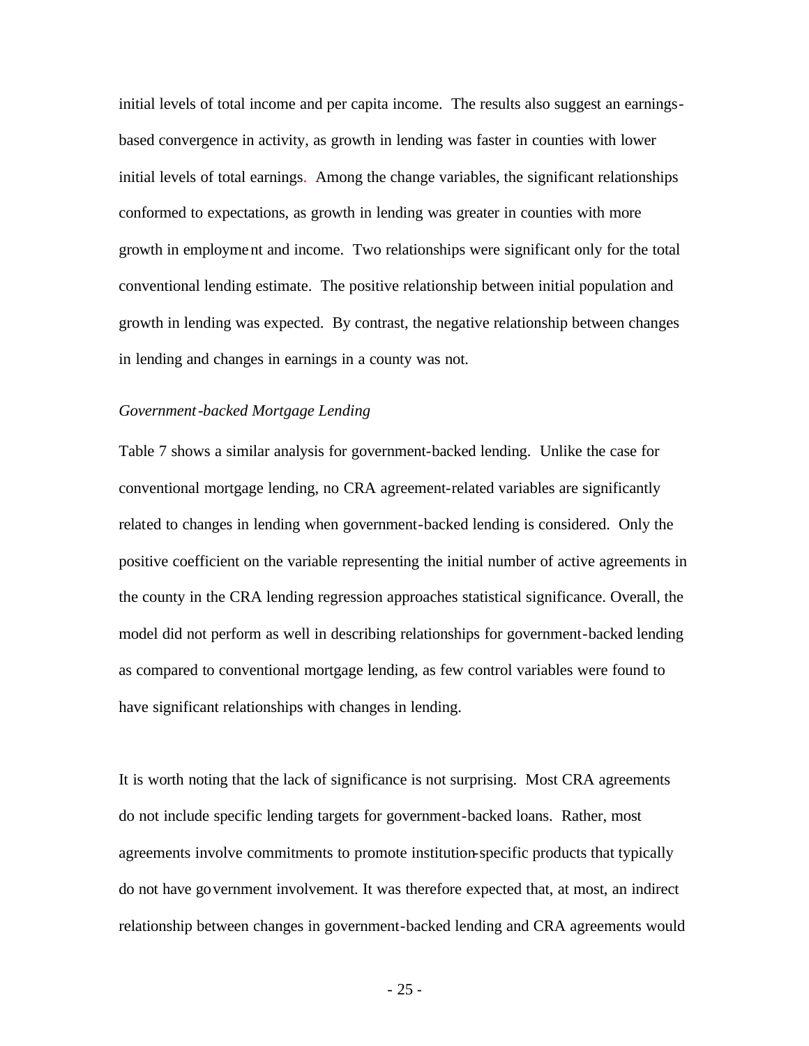initial levels of total income and per capita income. The results also suggest an earnings-based convergence in activity, as growth in lending was faster in counties with lower initial levels of total earnings. Among the change variables, the significant relationships conformed to expectations, as growth in lending was greater in counties with more growth in employment and income. Two relationships were significant only for the total conventional lending estimate. The positive relationship between initial population and growth in lending was expected. By contrast, the negative relationship between changes in lending and changes in earnings in a county was not.

*Government-backed Mortgage Lending*

Table 7 shows a similar analysis for government-backed lending. Unlike the case for conventional mortgage lending, no CRA agreement-related variables are significantly related to changes in lending when government-backed lending is considered. Only the positive coefficient on the variable representing the initial number of active agreements in the county in the CRA lending regression approaches statistical significance. Overall, the model did not perform as well in describing relationships for government-backed lending as compared to conventional mortgage lending, as few control variables were found to have significant relationships with changes in lending.

It is worth noting that the lack of significance is not surprising. Most CRA agreements do not include specific lending targets for government-backed loans. Rather, most agreements involve commitments to promote institution-specific products that typically do not have government involvement. It was therefore expected that, at most, an indirect relationship between changes in government-backed lending and CRA agreements would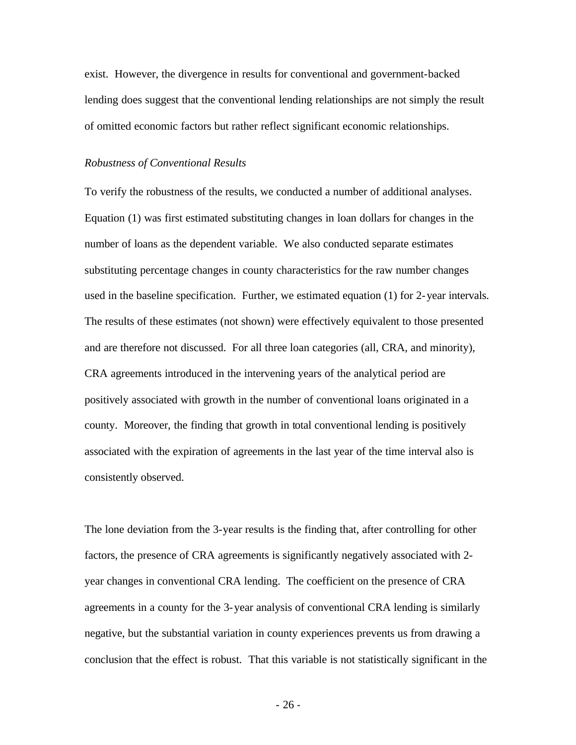exist. However, the divergence in results for conventional and government-backed lending does suggest that the conventional lending relationships are not simply the result of omitted economic factors but rather reflect significant economic relationships.

*Robustness of Conventional Results*

To verify the robustness of the results, we conducted a number of additional analyses. Equation (1) was first estimated substituting changes in loan dollars for changes in the number of loans as the dependent variable. We also conducted separate estimates substituting percentage changes in county characteristics for the raw number changes used in the baseline specification. Further, we estimated equation (1) for 2-year intervals. The results of these estimates (not shown) were effectively equivalent to those presented and are therefore not discussed. For all three loan categories (all, CRA, and minority), CRA agreements introduced in the intervening years of the analytical period are positively associated with growth in the number of conventional loans originated in a county. Moreover, the finding that growth in total conventional lending is positively associated with the expiration of agreements in the last year of the time interval also is consistently observed.

The lone deviation from the 3-year results is the finding that, after controlling for other factors, the presence of CRA agreements is significantly negatively associated with 2-year changes in conventional CRA lending. The coefficient on the presence of CRA agreements in a county for the 3-year analysis of conventional CRA lending is similarly negative, but the substantial variation in county experiences prevents us from drawing a conclusion that the effect is robust. That this variable is not statistically significant in the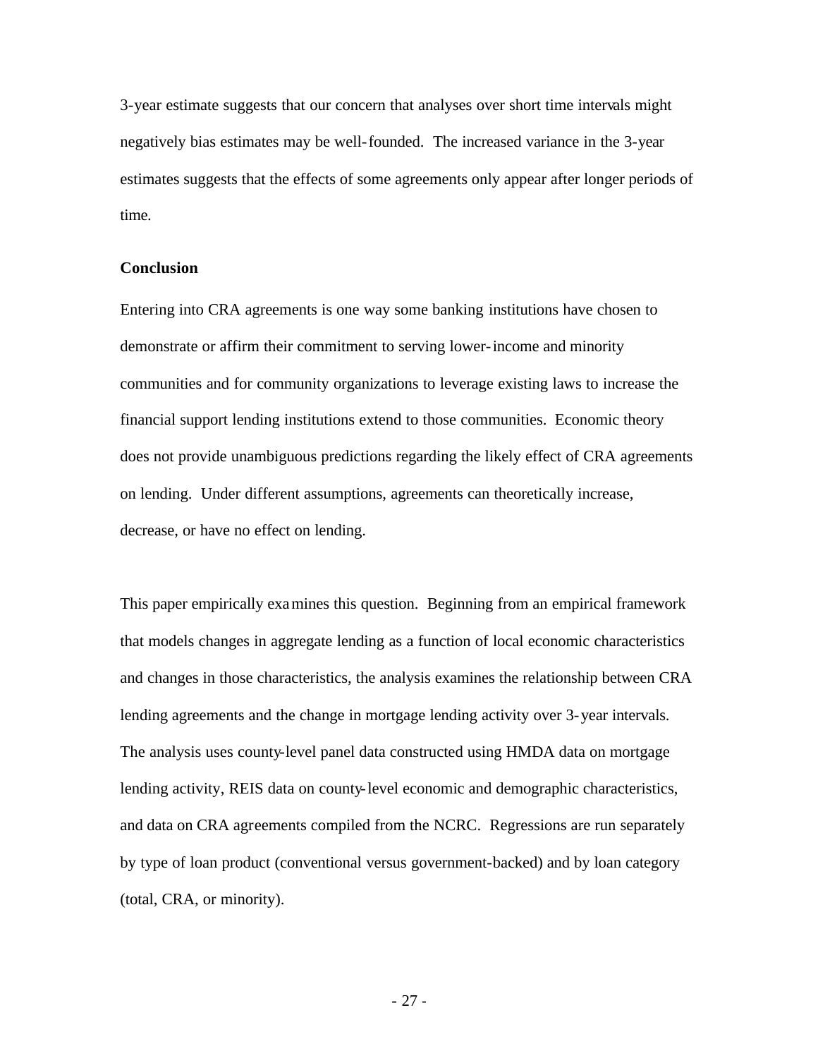3-year estimate suggests that our concern that analyses over short time intervals might negatively bias estimates may be well-founded. The increased variance in the 3-year estimates suggests that the effects of some agreements only appear after longer periods of time.

## Conclusion

Entering into CRA agreements is one way some banking institutions have chosen to demonstrate or affirm their commitment to serving lower-income and minority communities and for community organizations to leverage existing laws to increase the financial support lending institutions extend to those communities. Economic theory does not provide unambiguous predictions regarding the likely effect of CRA agreements on lending. Under different assumptions, agreements can theoretically increase, decrease, or have no effect on lending.

This paper empirically examines this question. Beginning from an empirical framework that models changes in aggregate lending as a function of local economic characteristics and changes in those characteristics, the analysis examines the relationship between CRA lending agreements and the change in mortgage lending activity over 3-year intervals. The analysis uses county-level panel data constructed using HMDA data on mortgage lending activity, REIS data on county-level economic and demographic characteristics, and data on CRA agreements compiled from the NCRC. Regressions are run separately by type of loan product (conventional versus government-backed) and by loan category (total, CRA, or minority).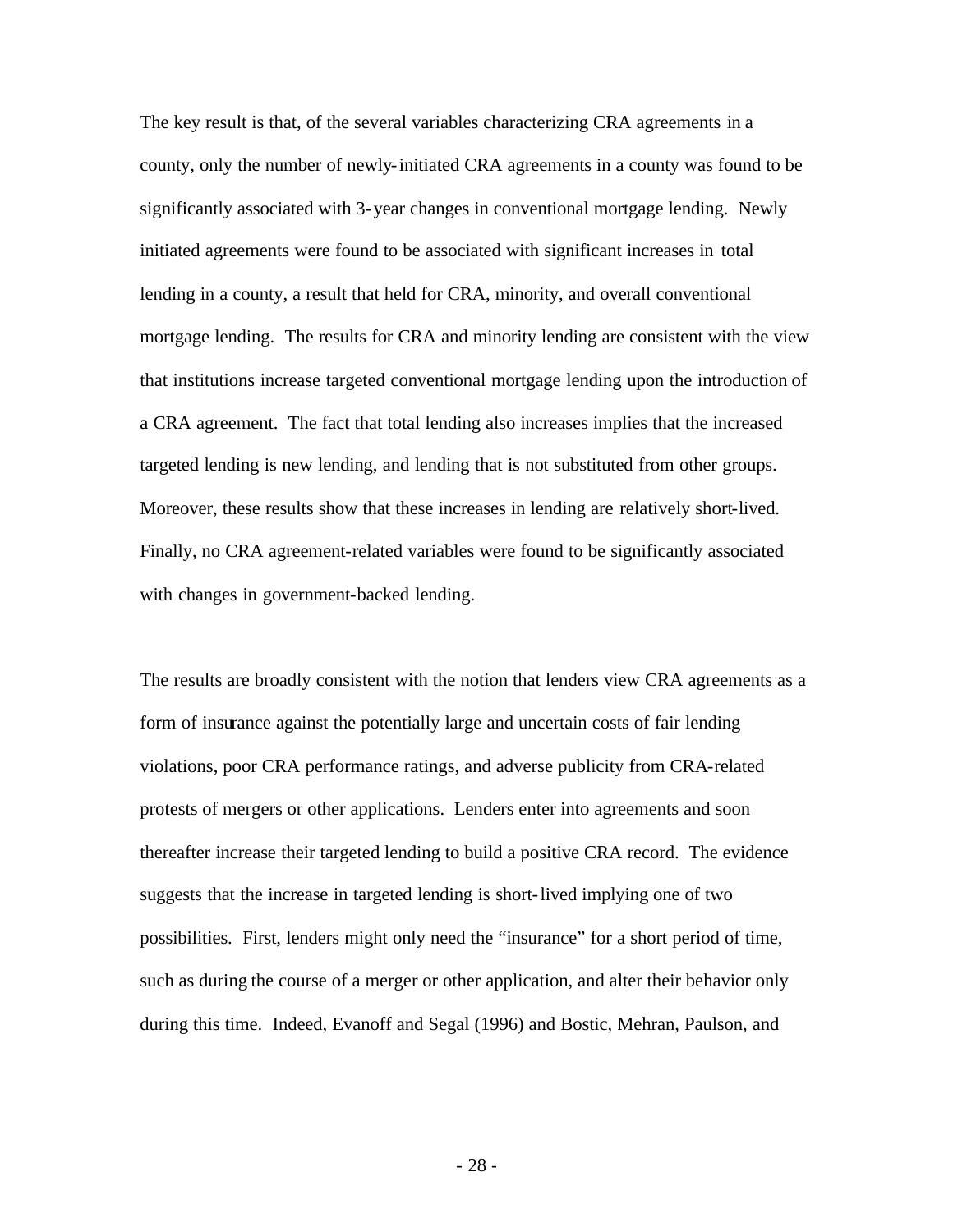The key result is that, of the several variables characterizing CRA agreements in a county, only the number of newly-initiated CRA agreements in a county was found to be significantly associated with 3-year changes in conventional mortgage lending. Newly initiated agreements were found to be associated with significant increases in total lending in a county, a result that held for CRA, minority, and overall conventional mortgage lending. The results for CRA and minority lending are consistent with the view that institutions increase targeted conventional mortgage lending upon the introduction of a CRA agreement. The fact that total lending also increases implies that the increased targeted lending is new lending, and lending that is not substituted from other groups. Moreover, these results show that these increases in lending are relatively short-lived. Finally, no CRA agreement-related variables were found to be significantly associated with changes in government-backed lending.

The results are broadly consistent with the notion that lenders view CRA agreements as a form of insurance against the potentially large and uncertain costs of fair lending violations, poor CRA performance ratings, and adverse publicity from CRA-related protests of mergers or other applications. Lenders enter into agreements and soon thereafter increase their targeted lending to build a positive CRA record. The evidence suggests that the increase in targeted lending is short-lived implying one of two possibilities. First, lenders might only need the "insurance" for a short period of time, such as during the course of a merger or other application, and alter their behavior only during this time. Indeed, Evanoff and Segal (1996) and Bostic, Mehran, Paulson, and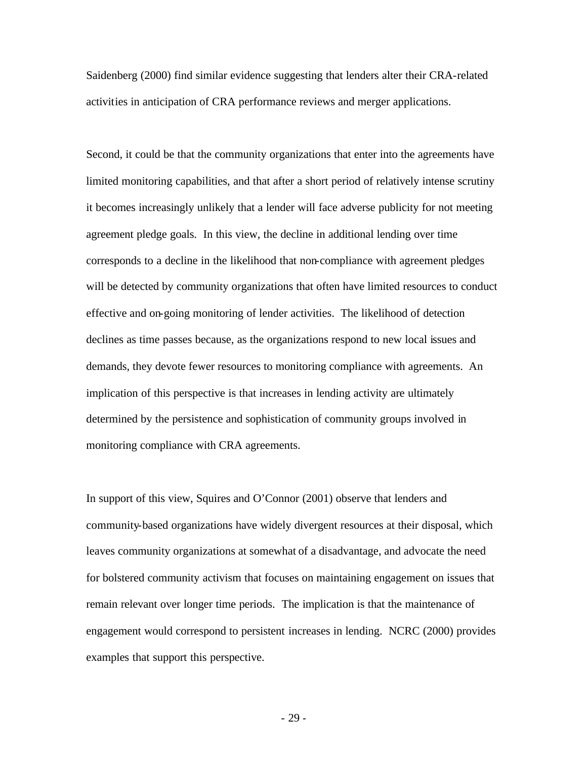Saidenberg (2000) find similar evidence suggesting that lenders alter their CRA-related activities in anticipation of CRA performance reviews and merger applications.

Second, it could be that the community organizations that enter into the agreements have limited monitoring capabilities, and that after a short period of relatively intense scrutiny it becomes increasingly unlikely that a lender will face adverse publicity for not meeting agreement pledge goals. In this view, the decline in additional lending over time corresponds to a decline in the likelihood that non-compliance with agreement pledges will be detected by community organizations that often have limited resources to conduct effective and on-going monitoring of lender activities. The likelihood of detection declines as time passes because, as the organizations respond to new local issues and demands, they devote fewer resources to monitoring compliance with agreements. An implication of this perspective is that increases in lending activity are ultimately determined by the persistence and sophistication of community groups involved in monitoring compliance with CRA agreements.

In support of this view, Squires and O'Connor (2001) observe that lenders and community-based organizations have widely divergent resources at their disposal, which leaves community organizations at somewhat of a disadvantage, and advocate the need for bolstered community activism that focuses on maintaining engagement on issues that remain relevant over longer time periods. The implication is that the maintenance of engagement would correspond to persistent increases in lending. NCRC (2000) provides examples that support this perspective.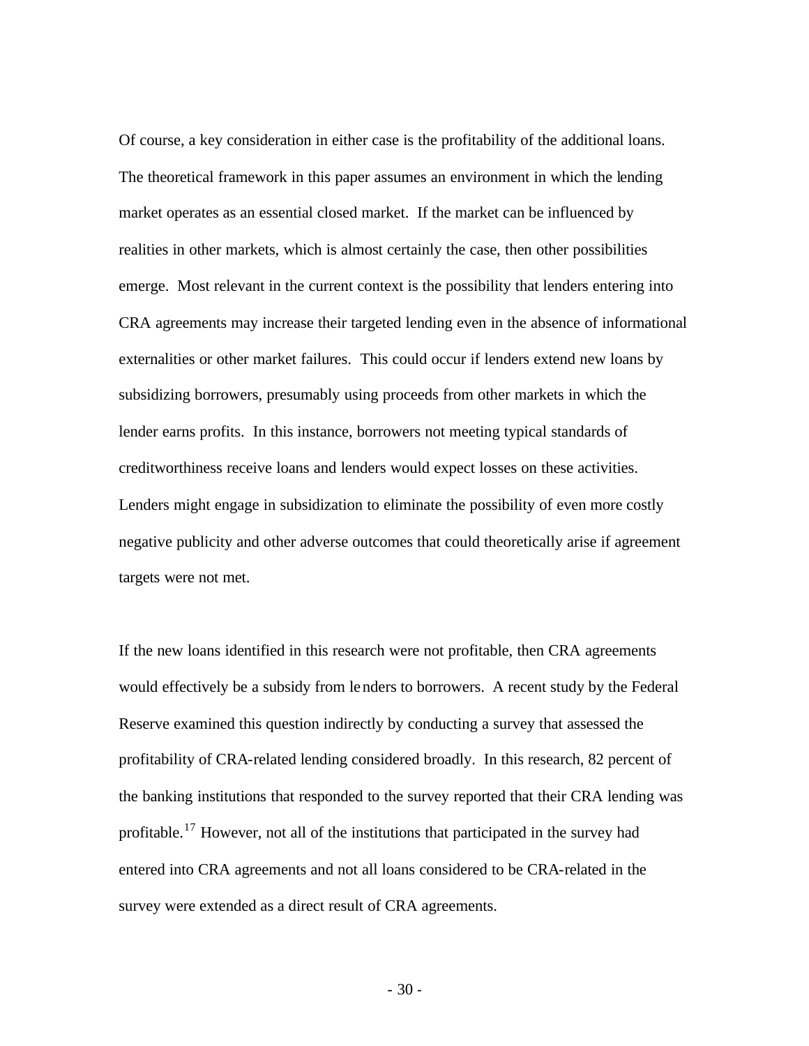Of course, a key consideration in either case is the profitability of the additional loans. The theoretical framework in this paper assumes an environment in which the lending market operates as an essential closed market. If the market can be influenced by realities in other markets, which is almost certainly the case, then other possibilities emerge. Most relevant in the current context is the possibility that lenders entering into CRA agreements may increase their targeted lending even in the absence of informational externalities or other market failures. This could occur if lenders extend new loans by subsidizing borrowers, presumably using proceeds from other markets in which the lender earns profits. In this instance, borrowers not meeting typical standards of creditworthiness receive loans and lenders would expect losses on these activities. Lenders might engage in subsidization to eliminate the possibility of even more costly negative publicity and other adverse outcomes that could theoretically arise if agreement targets were not met.

If the new loans identified in this research were not profitable, then CRA agreements would effectively be a subsidy from lenders to borrowers. A recent study by the Federal Reserve examined this question indirectly by conducting a survey that assessed the profitability of CRA-related lending considered broadly. In this research, 82 percent of the banking institutions that responded to the survey reported that their CRA lending was profitable.[17] However, not all of the institutions that participated in the survey had entered into CRA agreements and not all loans considered to be CRA-related in the survey were extended as a direct result of CRA agreements.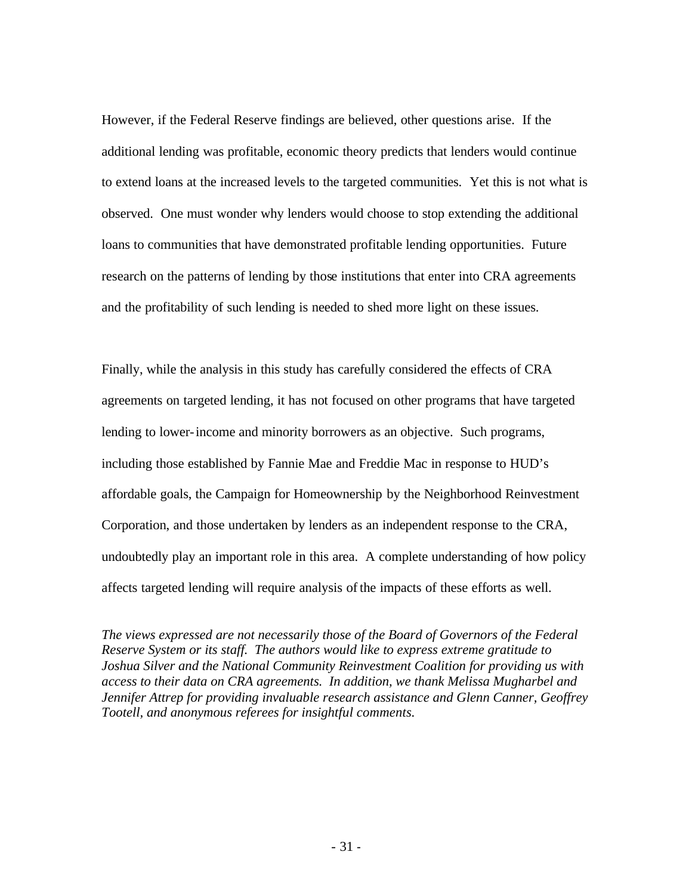However, if the Federal Reserve findings are believed, other questions arise. If the additional lending was profitable, economic theory predicts that lenders would continue to extend loans at the increased levels to the targeted communities. Yet this is not what is observed. One must wonder why lenders would choose to stop extending the additional loans to communities that have demonstrated profitable lending opportunities. Future research on the patterns of lending by those institutions that enter into CRA agreements and the profitability of such lending is needed to shed more light on these issues.

Finally, while the analysis in this study has carefully considered the effects of CRA agreements on targeted lending, it has not focused on other programs that have targeted lending to lower-income and minority borrowers as an objective. Such programs, including those established by Fannie Mae and Freddie Mac in response to HUD's affordable goals, the Campaign for Homeownership by the Neighborhood Reinvestment Corporation, and those undertaken by lenders as an independent response to the CRA, undoubtedly play an important role in this area. A complete understanding of how policy affects targeted lending will require analysis of the impacts of these efforts as well.

*The views expressed are not necessarily those of the Board of Governors of the Federal Reserve System or its staff. The authors would like to express extreme gratitude to Joshua Silver and the National Community Reinvestment Coalition for providing us with access to their data on CRA agreements. In addition, we thank Melissa Mugharbel and Jennifer Attrep for providing invaluable research assistance and Glenn Canner, Geoffrey Tootell, and anonymous referees for insightful comments.*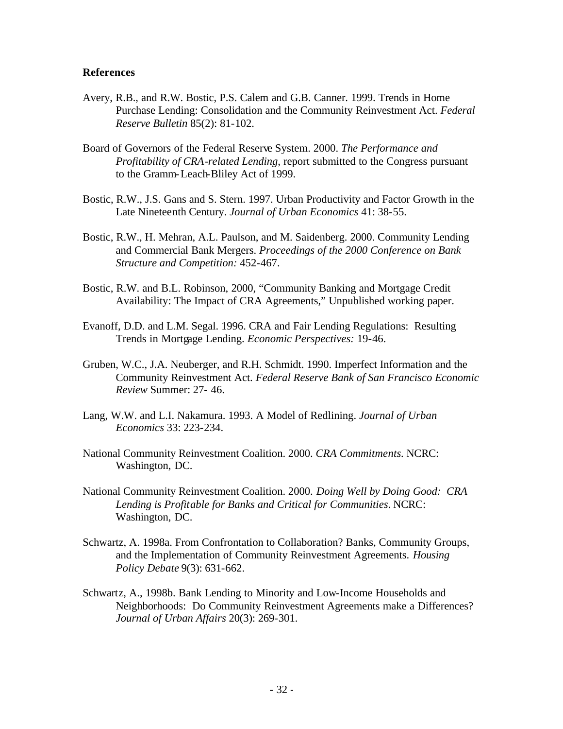**References**

Avery, R.B., and R.W. Bostic, P.S. Calem and G.B. Canner. 1999. Trends in Home Purchase Lending: Consolidation and the Community Reinvestment Act. *Federal Reserve Bulletin* 85(2): 81-102.

Board of Governors of the Federal Reserve System. 2000. *The Performance and Profitability of CRA-related Lending*, report submitted to the Congress pursuant to the Gramm-Leach-Bliley Act of 1999.

Bostic, R.W., J.S. Gans and S. Stern. 1997. Urban Productivity and Factor Growth in the Late Nineteenth Century. *Journal of Urban Economics* 41: 38-55.

Bostic, R.W., H. Mehran, A.L. Paulson, and M. Saidenberg. 2000. Community Lending and Commercial Bank Mergers. *Proceedings of the 2000 Conference on Bank Structure and Competition:* 452-467.

Bostic, R.W. and B.L. Robinson, 2000, "Community Banking and Mortgage Credit Availability: The Impact of CRA Agreements," Unpublished working paper.

Evanoff, D.D. and L.M. Segal. 1996. CRA and Fair Lending Regulations: Resulting Trends in Mortgage Lending. *Economic Perspectives:* 19-46.

Gruben, W.C., J.A. Neuberger, and R.H. Schmidt. 1990. Imperfect Information and the Community Reinvestment Act. *Federal Reserve Bank of San Francisco Economic Review* Summer: 27- 46.

Lang, W.W. and L.I. Nakamura. 1993. A Model of Redlining. *Journal of Urban Economics* 33: 223-234.

National Community Reinvestment Coalition. 2000. *CRA Commitments*. NCRC: Washington, DC.

National Community Reinvestment Coalition. 2000. *Doing Well by Doing Good: CRA Lending is Profitable for Banks and Critical for Communities*. NCRC: Washington, DC.

Schwartz, A. 1998a. From Confrontation to Collaboration? Banks, Community Groups, and the Implementation of Community Reinvestment Agreements. *Housing Policy Debate* 9(3): 631-662.

Schwartz, A., 1998b. Bank Lending to Minority and Low-Income Households and Neighborhoods: Do Community Reinvestment Agreements make a Differences? *Journal of Urban Affairs* 20(3): 269-301.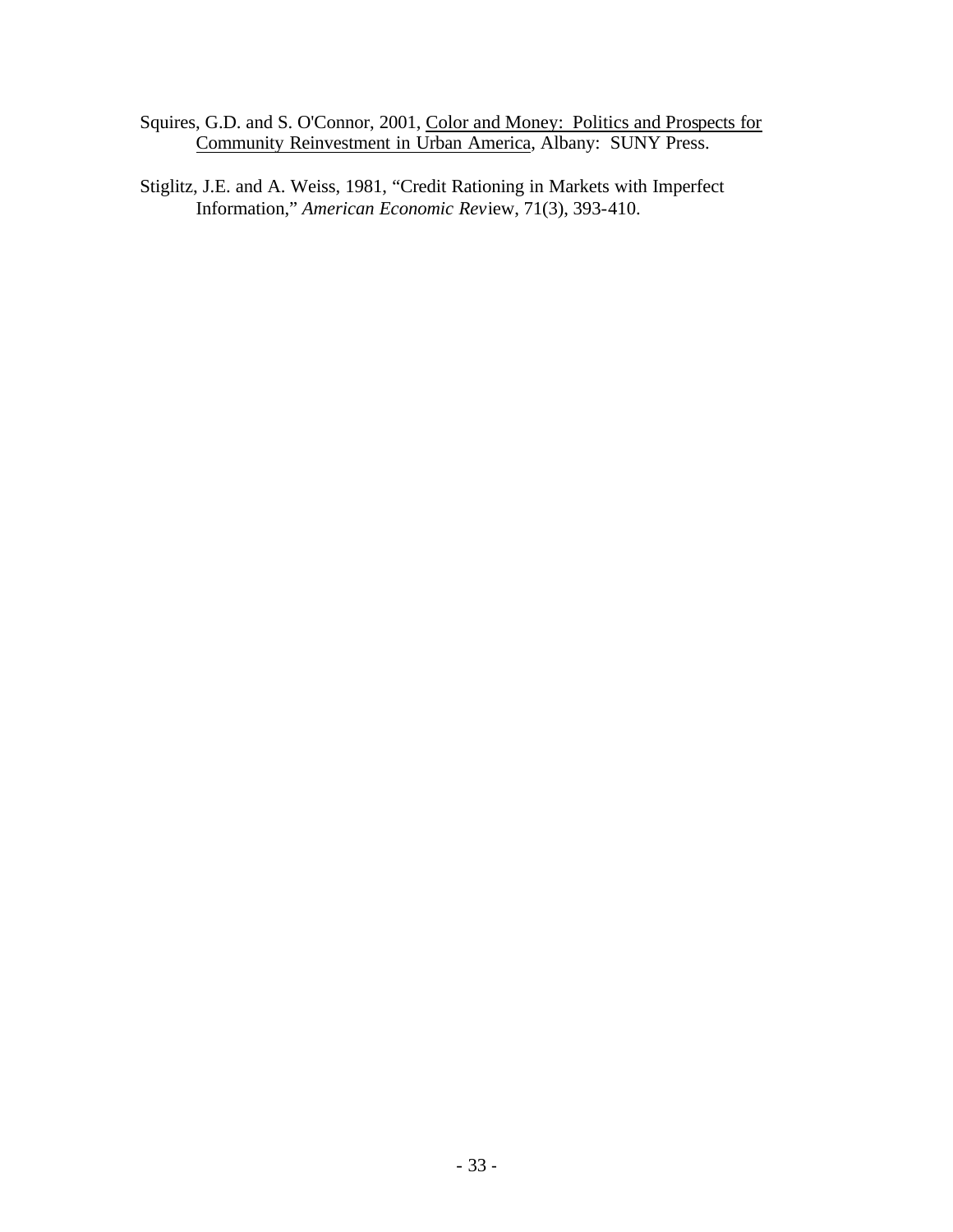Squires, G.D. and S. O'Connor, 2001, Color and Money: Politics and Prospects for Community Reinvestment in Urban America, Albany: SUNY Press.

Stiglitz, J.E. and A. Weiss, 1981, "Credit Rationing in Markets with Imperfect Information," *American Economic Review*, 71(3), 393-410.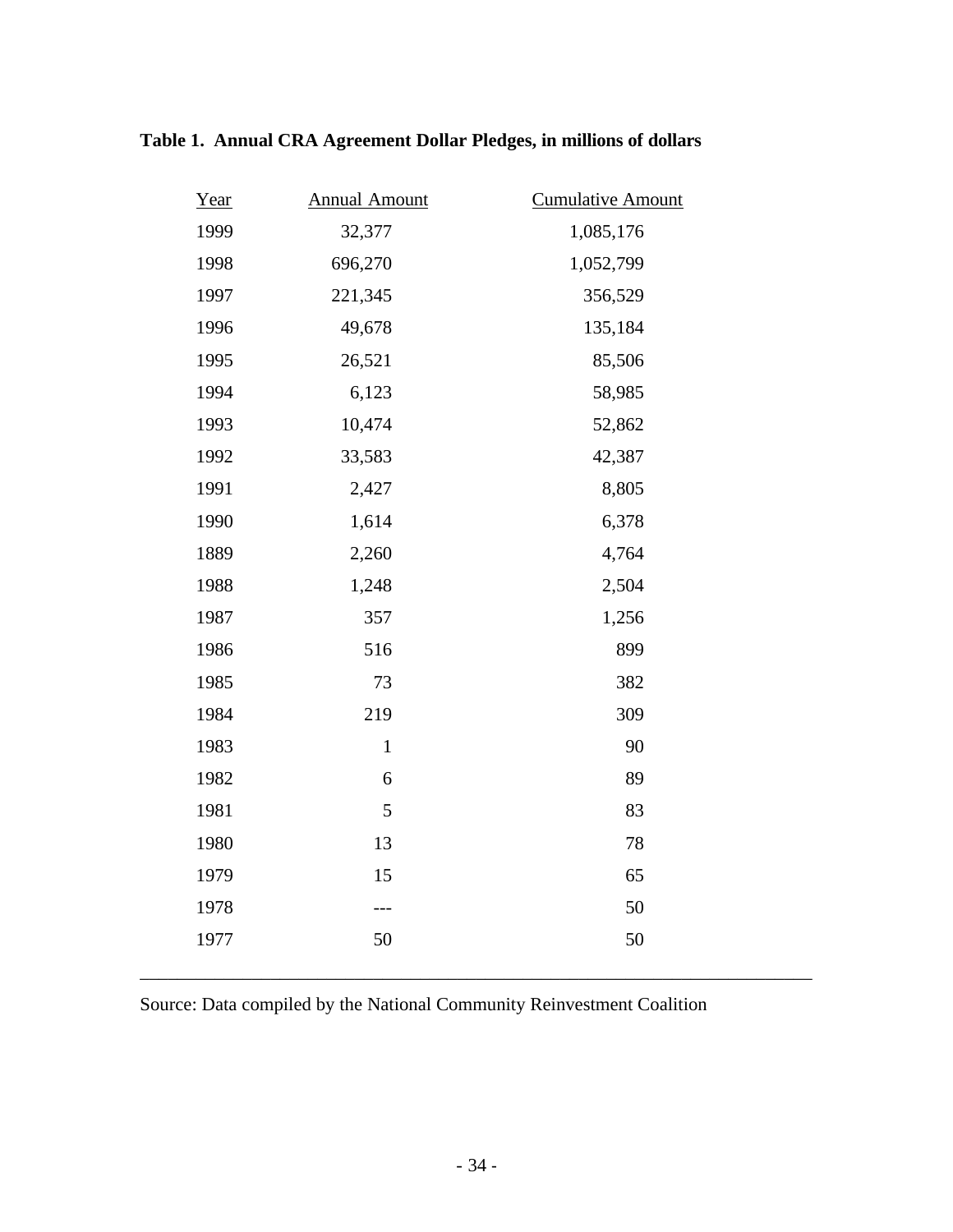**Table 1. Annual CRA Agreement Dollar Pledges, in millions of dollars**

| Year | Annual Amount | Cumulative Amount |
|---|---|---|
| 1999 | 32,377 | 1,085,176 |
| 1998 | 696,270 | 1,052,799 |
| 1997 | 221,345 | 356,529 |
| 1996 | 49,678 | 135,184 |
| 1995 | 26,521 | 85,506 |
| 1994 | 6,123 | 58,985 |
| 1993 | 10,474 | 52,862 |
| 1992 | 33,583 | 42,387 |
| 1991 | 2,427 | 8,805 |
| 1990 | 1,614 | 6,378 |
| 1889 | 2,260 | 4,764 |
| 1988 | 1,248 | 2,504 |
| 1987 | 357 | 1,256 |
| 1986 | 516 | 899 |
| 1985 | 73 | 382 |
| 1984 | 219 | 309 |
| 1983 | 1 | 90 |
| 1982 | 6 | 89 |
| 1981 | 5 | 83 |
| 1980 | 13 | 78 |
| 1979 | 15 | 65 |
| 1978 | --- | 50 |
| 1977 | 50 | 50 |

Source: Data compiled by the National Community Reinvestment Coalition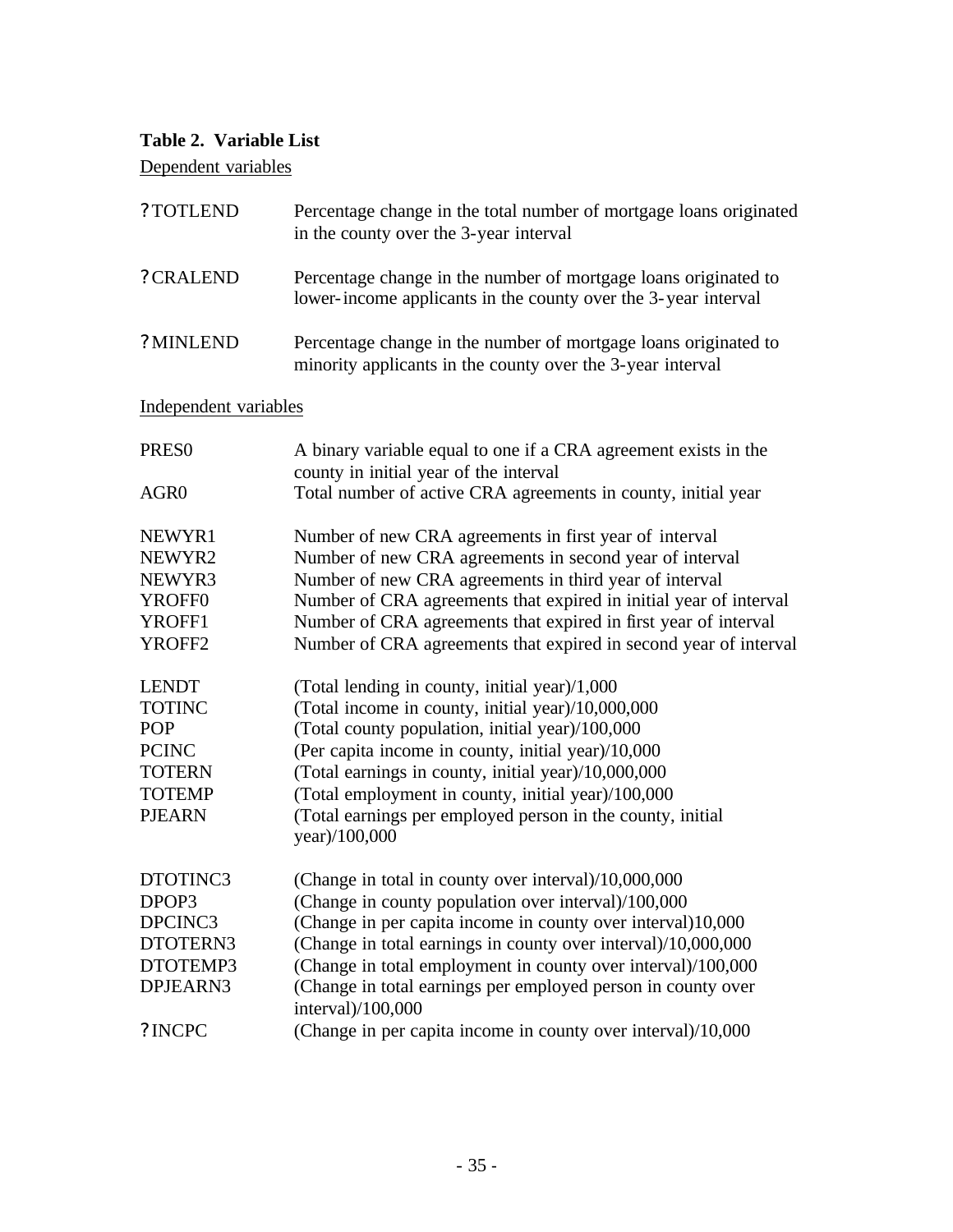### Table 2. Variable List

Dependent variables

| Variable | Description |
|---|---|
| ?TOTLEND | Percentage change in the total number of mortgage loans originated in the county over the 3-year interval |
| ?CRALEND | Percentage change in the number of mortgage loans originated to lower-income applicants in the county over the 3-year interval |
| ?MINLEND | Percentage change in the number of mortgage loans originated to minority applicants in the county over the 3-year interval |

Independent variables

| Variable | Description |
|---|---|
| PRES0 | A binary variable equal to one if a CRA agreement exists in the county in initial year of the interval |
| AGR0 | Total number of active CRA agreements in county, initial year |
| NEWYR1 | Number of new CRA agreements in first year of interval |
| NEWYR2 | Number of new CRA agreements in second year of interval |
| NEWYR3 | Number of new CRA agreements in third year of interval |
| YROFF0 | Number of CRA agreements that expired in initial year of interval |
| YROFF1 | Number of CRA agreements that expired in first year of interval |
| YROFF2 | Number of CRA agreements that expired in second year of interval |
| LENDT | (Total lending in county, initial year)/1,000 |
| TOTINC | (Total income in county, initial year)/10,000,000 |
| POP | (Total county population, initial year)/100,000 |
| PCINC | (Per capita income in county, initial year)/10,000 |
| TOTERN | (Total earnings in county, initial year)/10,000,000 |
| TOTEMP | (Total employment in county, initial year)/100,000 |
| PJEARN | (Total earnings per employed person in the county, initial year)/100,000 |
| DTOTINC3 | (Change in total in county over interval)/10,000,000 |
| DPOP3 | (Change in county population over interval)/100,000 |
| DPCINC3 | (Change in per capita income in county over interval)10,000 |
| DTOTERN3 | (Change in total earnings in county over interval)/10,000,000 |
| DTOTEMP3 | (Change in total employment in county over interval)/100,000 |
| DPJEARN3 | (Change in total earnings per employed person in county over interval)/100,000 |
| ?INCPC | (Change in per capita income in county over interval)/10,000 |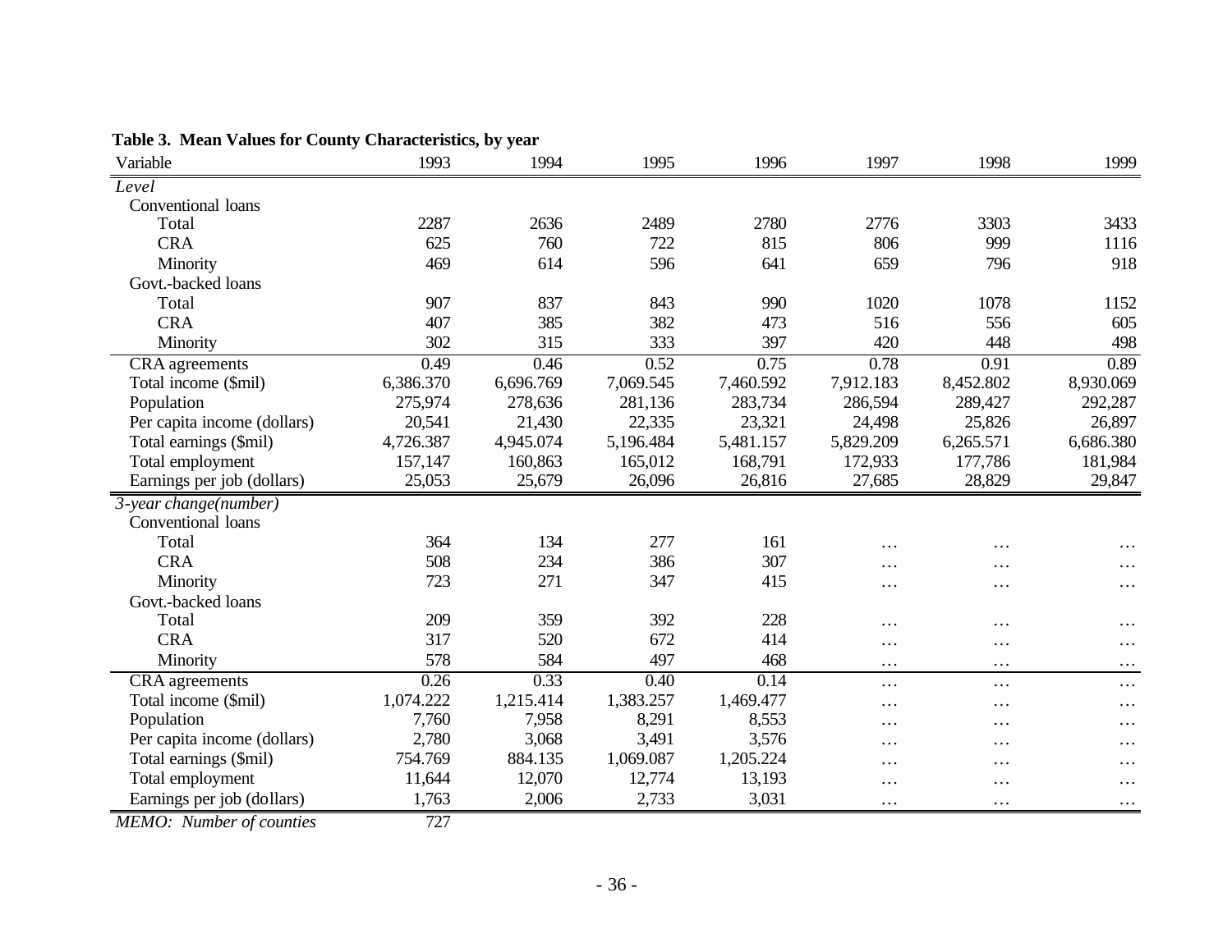**Table 3. Mean Values for County Characteristics, by year**

| Variable | 1993 | 1994 | 1995 | 1996 | 1997 | 1998 | 1999 |
|---|---|---|---|---|---|---|---|
| *Level* | | | | | | | |
| Conventional loans | | | | | | | |
| Total | 2287 | 2636 | 2489 | 2780 | 2776 | 3303 | 3433 |
| CRA | 625 | 760 | 722 | 815 | 806 | 999 | 1116 |
| Minority | 469 | 614 | 596 | 641 | 659 | 796 | 918 |
| Govt.-backed loans | | | | | | | |
| Total | 907 | 837 | 843 | 990 | 1020 | 1078 | 1152 |
| CRA | 407 | 385 | 382 | 473 | 516 | 556 | 605 |
| Minority | 302 | 315 | 333 | 397 | 420 | 448 | 498 |
| CRA agreements | 0.49 | 0.46 | 0.52 | 0.75 | 0.78 | 0.91 | 0.89 |
| Total income ($mil) | 6,386.370 | 6,696.769 | 7,069.545 | 7,460.592 | 7,912.183 | 8,452.802 | 8,930.069 |
| Population | 275,974 | 278,636 | 281,136 | 283,734 | 286,594 | 289,427 | 292,287 |
| Per capita income (dollars) | 20,541 | 21,430 | 22,335 | 23,321 | 24,498 | 25,826 | 26,897 |
| Total earnings ($mil) | 4,726.387 | 4,945.074 | 5,196.484 | 5,481.157 | 5,829.209 | 6,265.571 | 6,686.380 |
| Total employment | 157,147 | 160,863 | 165,012 | 168,791 | 172,933 | 177,786 | 181,984 |
| Earnings per job (dollars) | 25,053 | 25,679 | 26,096 | 26,816 | 27,685 | 28,829 | 29,847 |
| *3-year change(number)* | | | | | | | |
| Conventional loans | | | | | | | |
| Total | 364 | 134 | 277 | 161 | … | … | … |
| CRA | 508 | 234 | 386 | 307 | … | … | … |
| Minority | 723 | 271 | 347 | 415 | … | … | … |
| Govt.-backed loans | | | | | | | |
| Total | 209 | 359 | 392 | 228 | … | … | … |
| CRA | 317 | 520 | 672 | 414 | … | … | … |
| Minority | 578 | 584 | 497 | 468 | … | … | … |
| CRA agreements | 0.26 | 0.33 | 0.40 | 0.14 | … | … | … |
| Total income ($mil) | 1,074.222 | 1,215.414 | 1,383.257 | 1,469.477 | … | … | … |
| Population | 7,760 | 7,958 | 8,291 | 8,553 | … | … | … |
| Per capita income (dollars) | 2,780 | 3,068 | 3,491 | 3,576 | … | … | … |
| Total earnings ($mil) | 754.769 | 884.135 | 1,069.087 | 1,205.224 | … | … | … |
| Total employment | 11,644 | 12,070 | 12,774 | 13,193 | … | … | … |
| Earnings per job (dollars) | 1,763 | 2,006 | 2,733 | 3,031 | … | … | … |
| *MEMO: Number of counties* | 727 | | | | | | |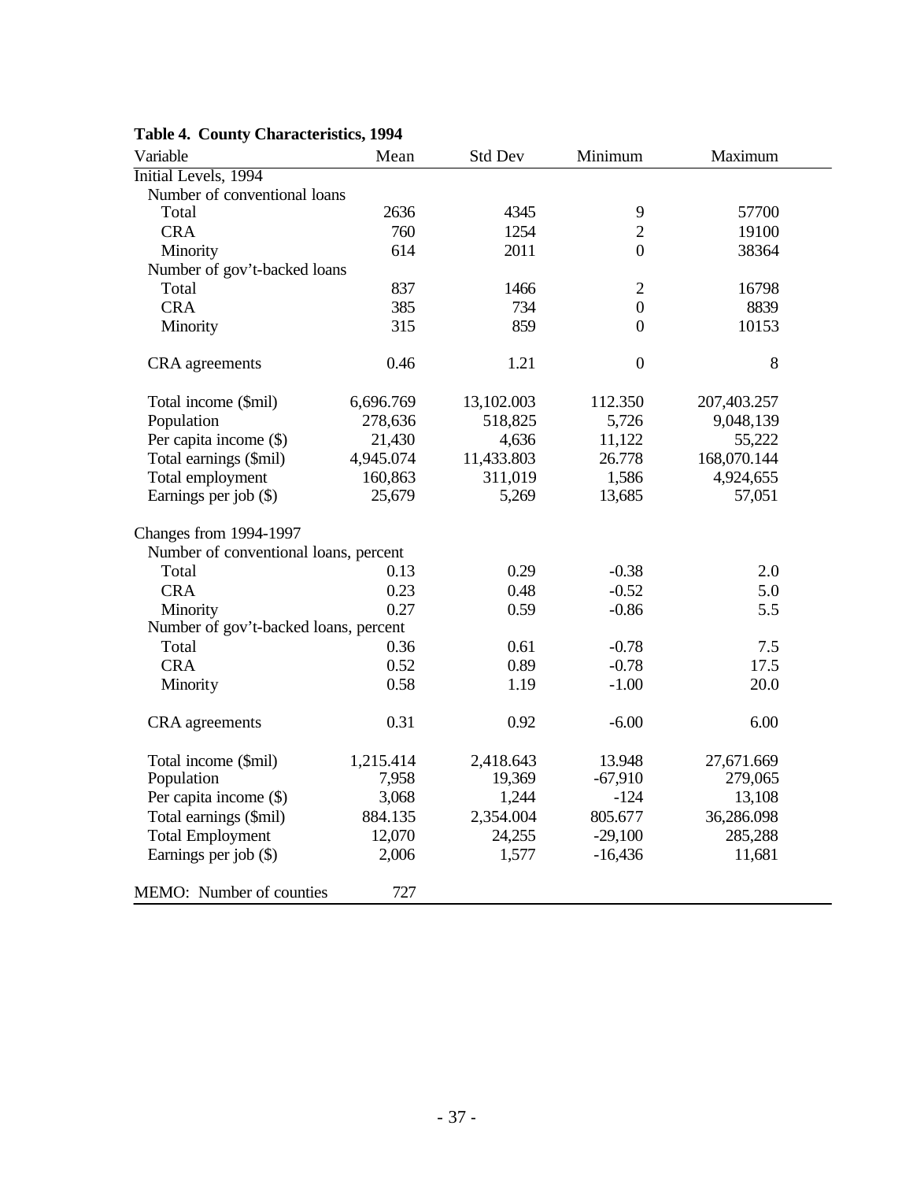**Table 4. County Characteristics, 1994**

| Variable | Mean | Std Dev | Minimum | Maximum |
|---|---|---|---|---|
| Initial Levels, 1994 | | | | |
| Number of conventional loans | | | | |
| Total | 2636 | 4345 | 9 | 57700 |
| CRA | 760 | 1254 | 2 | 19100 |
| Minority | 614 | 2011 | 0 | 38364 |
| Number of gov't-backed loans | | | | |
| Total | 837 | 1466 | 2 | 16798 |
| CRA | 385 | 734 | 0 | 8839 |
| Minority | 315 | 859 | 0 | 10153 |
| CRA agreements | 0.46 | 1.21 | 0 | 8 |
| Total income ($mil) | 6,696.769 | 13,102.003 | 112.350 | 207,403.257 |
| Population | 278,636 | 518,825 | 5,726 | 9,048,139 |
| Per capita income ($) | 21,430 | 4,636 | 11,122 | 55,222 |
| Total earnings ($mil) | 4,945.074 | 11,433.803 | 26.778 | 168,070.144 |
| Total employment | 160,863 | 311,019 | 1,586 | 4,924,655 |
| Earnings per job ($) | 25,679 | 5,269 | 13,685 | 57,051 |
| Changes from 1994-1997 | | | | |
| Number of conventional loans, percent | | | | |
| Total | 0.13 | 0.29 | -0.38 | 2.0 |
| CRA | 0.23 | 0.48 | -0.52 | 5.0 |
| Minority | 0.27 | 0.59 | -0.86 | 5.5 |
| Number of gov't-backed loans, percent | | | | |
| Total | 0.36 | 0.61 | -0.78 | 7.5 |
| CRA | 0.52 | 0.89 | -0.78 | 17.5 |
| Minority | 0.58 | 1.19 | -1.00 | 20.0 |
| CRA agreements | 0.31 | 0.92 | -6.00 | 6.00 |
| Total income ($mil) | 1,215.414 | 2,418.643 | 13.948 | 27,671.669 |
| Population | 7,958 | 19,369 | -67,910 | 279,065 |
| Per capita income ($) | 3,068 | 1,244 | -124 | 13,108 |
| Total earnings ($mil) | 884.135 | 2,354.004 | 805.677 | 36,286.098 |
| Total Employment | 12,070 | 24,255 | -29,100 | 285,288 |
| Earnings per job ($) | 2,006 | 1,577 | -16,436 | 11,681 |
| MEMO: Number of counties | 727 | | | |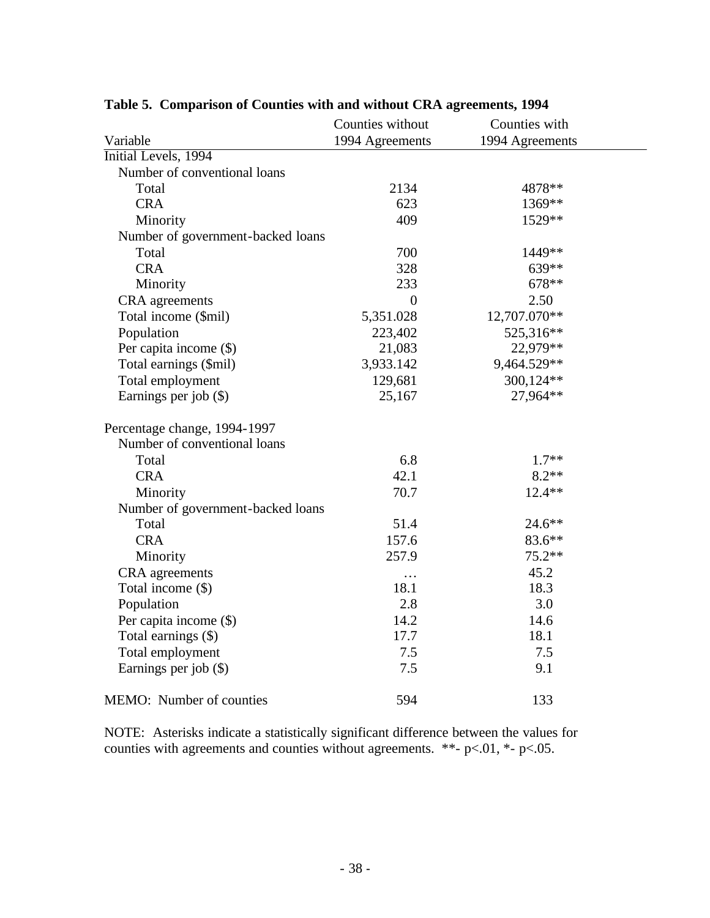**Table 5. Comparison of Counties with and without CRA agreements, 1994**

| Variable | Counties without 1994 Agreements | Counties with 1994 Agreements |
|---|---|---|
| Initial Levels, 1994 | | |
| Number of conventional loans | | |
| Total | 2134 | 4878** |
| CRA | 623 | 1369** |
| Minority | 409 | 1529** |
| Number of government-backed loans | | |
| Total | 700 | 1449** |
| CRA | 328 | 639** |
| Minority | 233 | 678** |
| CRA agreements | 0 | 2.50 |
| Total income ($mil) | 5,351.028 | 12,707.070** |
| Population | 223,402 | 525,316** |
| Per capita income ($) | 21,083 | 22,979** |
| Total earnings ($mil) | 3,933.142 | 9,464.529** |
| Total employment | 129,681 | 300,124** |
| Earnings per job ($) | 25,167 | 27,964** |
| | | |
| Percentage change, 1994-1997 | | |
| Number of conventional loans | | |
| Total | 6.8 | 1.7** |
| CRA | 42.1 | 8.2** |
| Minority | 70.7 | 12.4** |
| Number of government-backed loans | | |
| Total | 51.4 | 24.6** |
| CRA | 157.6 | 83.6** |
| Minority | 257.9 | 75.2** |
| CRA agreements | … | 45.2 |
| Total income ($) | 18.1 | 18.3 |
| Population | 2.8 | 3.0 |
| Per capita income ($) | 14.2 | 14.6 |
| Total earnings ($) | 17.7 | 18.1 |
| Total employment | 7.5 | 7.5 |
| Earnings per job ($) | 7.5 | 9.1 |
| | | |
| MEMO: Number of counties | 594 | 133 |

NOTE: Asterisks indicate a statistically significant difference between the values for counties with agreements and counties without agreements. **- $p<.01$, *- $p<.05$.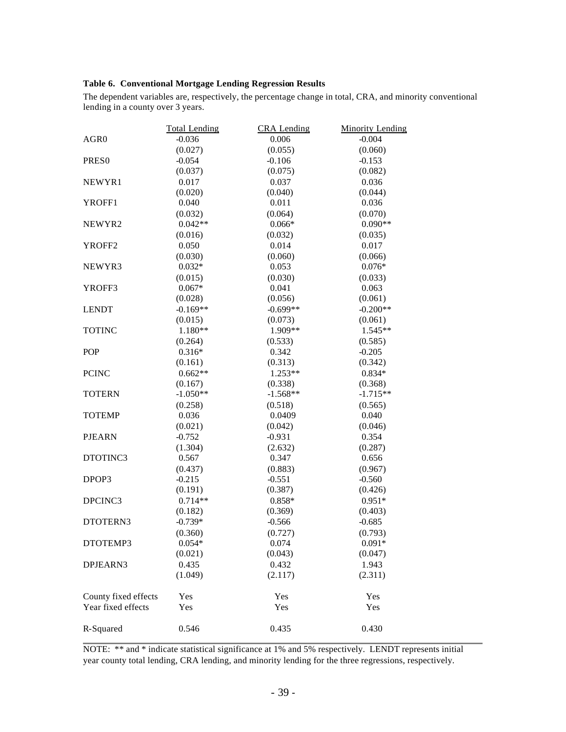**Table 6. Conventional Mortgage Lending Regression Results**

The dependent variables are, respectively, the percentage change in total, CRA, and minority conventional lending in a county over 3 years.

| | Total Lending | CRA Lending | Minority Lending |
|---|---|---|---|
| AGR0 | -0.036 | 0.006 | -0.004 |
| | (0.027) | (0.055) | (0.060) |
| PRES0 | -0.054 | -0.106 | -0.153 |
| | (0.037) | (0.075) | (0.082) |
| NEWYR1 | 0.017 | 0.037 | 0.036 |
| | (0.020) | (0.040) | (0.044) |
| YROFF1 | 0.040 | 0.011 | 0.036 |
| | (0.032) | (0.064) | (0.070) |
| NEWYR2 | 0.042** | 0.066* | 0.090** |
| | (0.016) | (0.032) | (0.035) |
| YROFF2 | 0.050 | 0.014 | 0.017 |
| | (0.030) | (0.060) | (0.066) |
| NEWYR3 | 0.032* | 0.053 | 0.076* |
| | (0.015) | (0.030) | (0.033) |
| YROFF3 | 0.067* | 0.041 | 0.063 |
| | (0.028) | (0.056) | (0.061) |
| LENDT | -0.169** | -0.699** | -0.200** |
| | (0.015) | (0.073) | (0.061) |
| TOTINC | 1.180** | 1.909** | 1.545** |
| | (0.264) | (0.533) | (0.585) |
| POP | 0.316* | 0.342 | -0.205 |
| | (0.161) | (0.313) | (0.342) |
| PCINC | 0.662** | 1.253** | 0.834* |
| | (0.167) | (0.338) | (0.368) |
| TOTERN | -1.050** | -1.568** | -1.715** |
| | (0.258) | (0.518) | (0.565) |
| TOTEMP | 0.036 | 0.0409 | 0.040 |
| | (0.021) | (0.042) | (0.046) |
| PJEARN | -0.752 | -0.931 | 0.354 |
| | (1.304) | (2.632) | (0.287) |
| DTOTINC3 | 0.567 | 0.347 | 0.656 |
| | (0.437) | (0.883) | (0.967) |
| DPOP3 | -0.215 | -0.551 | -0.560 |
| | (0.191) | (0.387) | (0.426) |
| DPCINC3 | 0.714** | 0.858* | 0.951* |
| | (0.182) | (0.369) | (0.403) |
| DTOTERN3 | -0.739* | -0.566 | -0.685 |
| | (0.360) | (0.727) | (0.793) |
| DTOTEMP3 | 0.054* | 0.074 | 0.091* |
| | (0.021) | (0.043) | (0.047) |
| DPJEARN3 | 0.435 | 0.432 | 1.943 |
| | (1.049) | (2.117) | (2.311) |
| County fixed effects | Yes | Yes | Yes |
| Year fixed effects | Yes | Yes | Yes |
| R-Squared | 0.546 | 0.435 | 0.430 |

NOTE: ** and * indicate statistical significance at 1% and 5% respectively. LENDT represents initial year county total lending, CRA lending, and minority lending for the three regressions, respectively.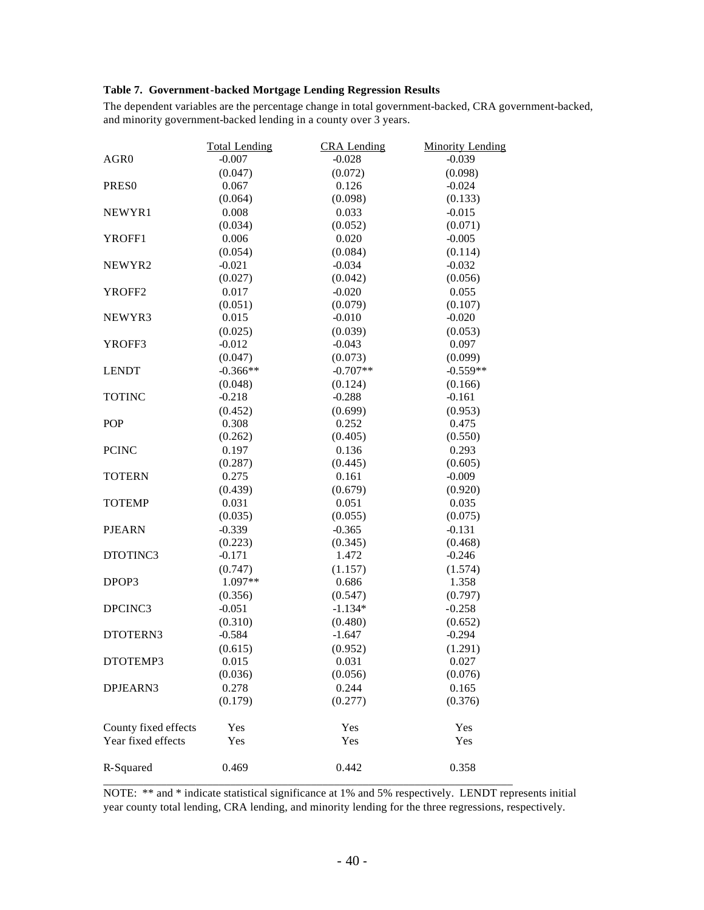**Table 7. Government-backed Mortgage Lending Regression Results**

The dependent variables are the percentage change in total government-backed, CRA government-backed, and minority government-backed lending in a county over 3 years.

| | Total Lending | CRA Lending | Minority Lending |
|---|---|---|---|
| AGR0 | -0.007 | -0.028 | -0.039 |
| | (0.047) | (0.072) | (0.098) |
| PRES0 | 0.067 | 0.126 | -0.024 |
| | (0.064) | (0.098) | (0.133) |
| NEWYR1 | 0.008 | 0.033 | -0.015 |
| | (0.034) | (0.052) | (0.071) |
| YROFF1 | 0.006 | 0.020 | -0.005 |
| | (0.054) | (0.084) | (0.114) |
| NEWYR2 | -0.021 | -0.034 | -0.032 |
| | (0.027) | (0.042) | (0.056) |
| YROFF2 | 0.017 | -0.020 | 0.055 |
| | (0.051) | (0.079) | (0.107) |
| NEWYR3 | 0.015 | -0.010 | -0.020 |
| | (0.025) | (0.039) | (0.053) |
| YROFF3 | -0.012 | -0.043 | 0.097 |
| | (0.047) | (0.073) | (0.099) |
| LENDT | -0.366** | -0.707** | -0.559** |
| | (0.048) | (0.124) | (0.166) |
| TOTINC | -0.218 | -0.288 | -0.161 |
| | (0.452) | (0.699) | (0.953) |
| POP | 0.308 | 0.252 | 0.475 |
| | (0.262) | (0.405) | (0.550) |
| PCINC | 0.197 | 0.136 | 0.293 |
| | (0.287) | (0.445) | (0.605) |
| TOTERN | 0.275 | 0.161 | -0.009 |
| | (0.439) | (0.679) | (0.920) |
| TOTEMP | 0.031 | 0.051 | 0.035 |
| | (0.035) | (0.055) | (0.075) |
| PJEARN | -0.339 | -0.365 | -0.131 |
| | (0.223) | (0.345) | (0.468) |
| DTOTINC3 | -0.171 | 1.472 | -0.246 |
| | (0.747) | (1.157) | (1.574) |
| DPOP3 | 1.097** | 0.686 | 1.358 |
| | (0.356) | (0.547) | (0.797) |
| DPCINC3 | -0.051 | -1.134* | -0.258 |
| | (0.310) | (0.480) | (0.652) |
| DTOTERN3 | -0.584 | -1.647 | -0.294 |
| | (0.615) | (0.952) | (1.291) |
| DTOTEMP3 | 0.015 | 0.031 | 0.027 |
| | (0.036) | (0.056) | (0.076) |
| DPJEARN3 | 0.278 | 0.244 | 0.165 |
| | (0.179) | (0.277) | (0.376) |
| County fixed effects | Yes | Yes | Yes |
| Year fixed effects | Yes | Yes | Yes |
| R-Squared | 0.469 | 0.442 | 0.358 |

NOTE: ** and * indicate statistical significance at 1% and 5% respectively. LENDT represents initial year county total lending, CRA lending, and minority lending for the three regressions, respectively.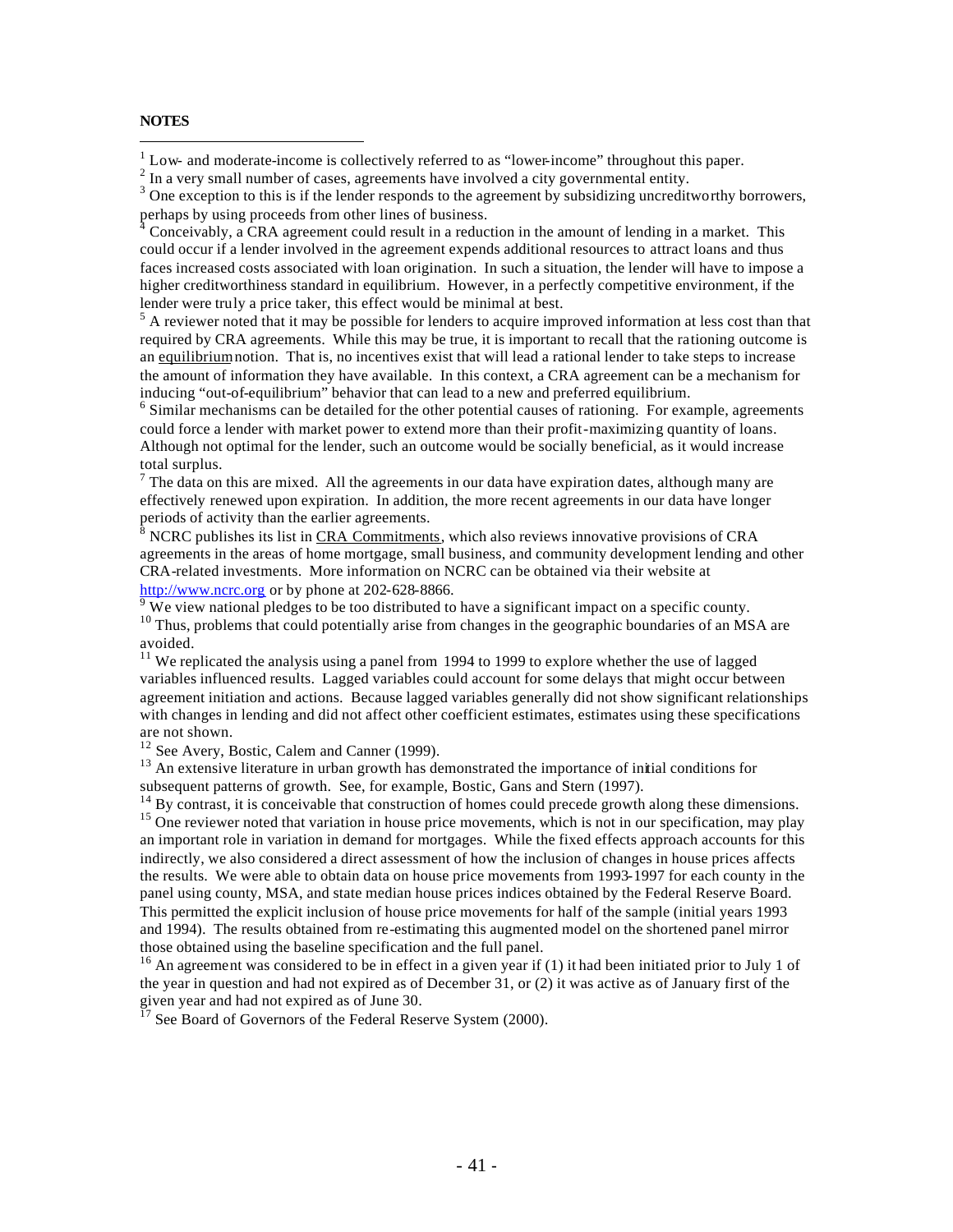**NOTES**

[1] Low- and moderate-income is collectively referred to as "lower-income" throughout this paper.

[2] In a very small number of cases, agreements have involved a city governmental entity.

[3] One exception to this is if the lender responds to the agreement by subsidizing uncreditworthy borrowers, perhaps by using proceeds from other lines of business.

[4] Conceivably, a CRA agreement could result in a reduction in the amount of lending in a market. This could occur if a lender involved in the agreement expends additional resources to attract loans and thus faces increased costs associated with loan origination. In such a situation, the lender will have to impose a higher creditworthiness standard in equilibrium. However, in a perfectly competitive environment, if the lender were truly a price taker, this effect would be minimal at best.

[5] A reviewer noted that it may be possible for lenders to acquire improved information at less cost than that required by CRA agreements. While this may be true, it is important to recall that the rationing outcome is an equilibrium notion. That is, no incentives exist that will lead a rational lender to take steps to increase the amount of information they have available. In this context, a CRA agreement can be a mechanism for inducing "out-of-equilibrium" behavior that can lead to a new and preferred equilibrium.

[6] Similar mechanisms can be detailed for the other potential causes of rationing. For example, agreements could force a lender with market power to extend more than their profit-maximizing quantity of loans. Although not optimal for the lender, such an outcome would be socially beneficial, as it would increase total surplus.

[7] The data on this are mixed. All the agreements in our data have expiration dates, although many are effectively renewed upon expiration. In addition, the more recent agreements in our data have longer periods of activity than the earlier agreements.

[8] NCRC publishes its list in CRA Commitments, which also reviews innovative provisions of CRA agreements in the areas of home mortgage, small business, and community development lending and other CRA-related investments. More information on NCRC can be obtained via their website at http://www.ncrc.org or by phone at 202-628-8866.

[9] We view national pledges to be too distributed to have a significant impact on a specific county.

[10] Thus, problems that could potentially arise from changes in the geographic boundaries of an MSA are avoided.

[11] We replicated the analysis using a panel from 1994 to 1999 to explore whether the use of lagged variables influenced results. Lagged variables could account for some delays that might occur between agreement initiation and actions. Because lagged variables generally did not show significant relationships with changes in lending and did not affect other coefficient estimates, estimates using these specifications are not shown.

[12] See Avery, Bostic, Calem and Canner (1999).

[13] An extensive literature in urban growth has demonstrated the importance of initial conditions for subsequent patterns of growth. See, for example, Bostic, Gans and Stern (1997).

[14] By contrast, it is conceivable that construction of homes could precede growth along these dimensions.

[15] One reviewer noted that variation in house price movements, which is not in our specification, may play an important role in variation in demand for mortgages. While the fixed effects approach accounts for this indirectly, we also considered a direct assessment of how the inclusion of changes in house prices affects the results. We were able to obtain data on house price movements from 1993-1997 for each county in the panel using county, MSA, and state median house prices indices obtained by the Federal Reserve Board. This permitted the explicit inclusion of house price movements for half of the sample (initial years 1993 and 1994). The results obtained from re-estimating this augmented model on the shortened panel mirror those obtained using the baseline specification and the full panel.

[16] An agreement was considered to be in effect in a given year if (1) it had been initiated prior to July 1 of the year in question and had not expired as of December 31, or (2) it was active as of January first of the given year and had not expired as of June 30.

[17] See Board of Governors of the Federal Reserve System (2000).